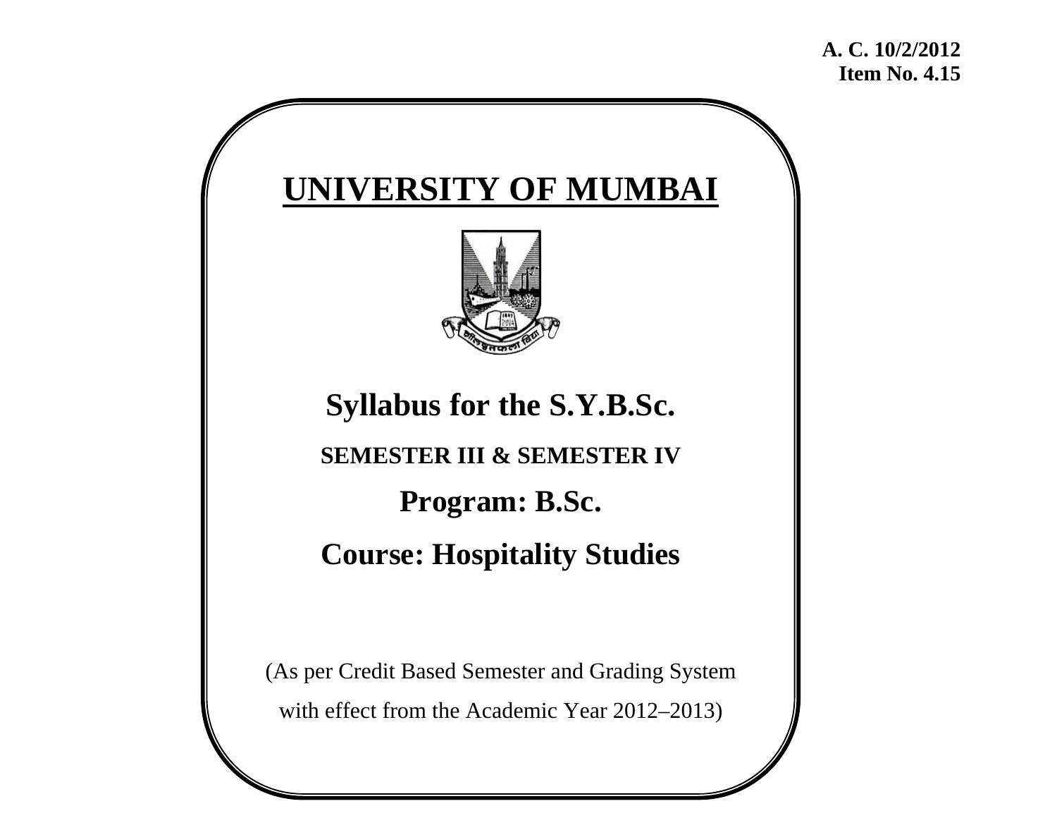**A. C. 10/2/2012**
**Item No. 4.15**

# UNIVERSITY OF MUMBAI

## Syllabus for the S.Y.B.Sc.

**SEMESTER III & SEMESTER IV**

## Program: B.Sc.

## Course: Hospitality Studies

(As per Credit Based Semester and Grading System

with effect from the Academic Year 2012–2013)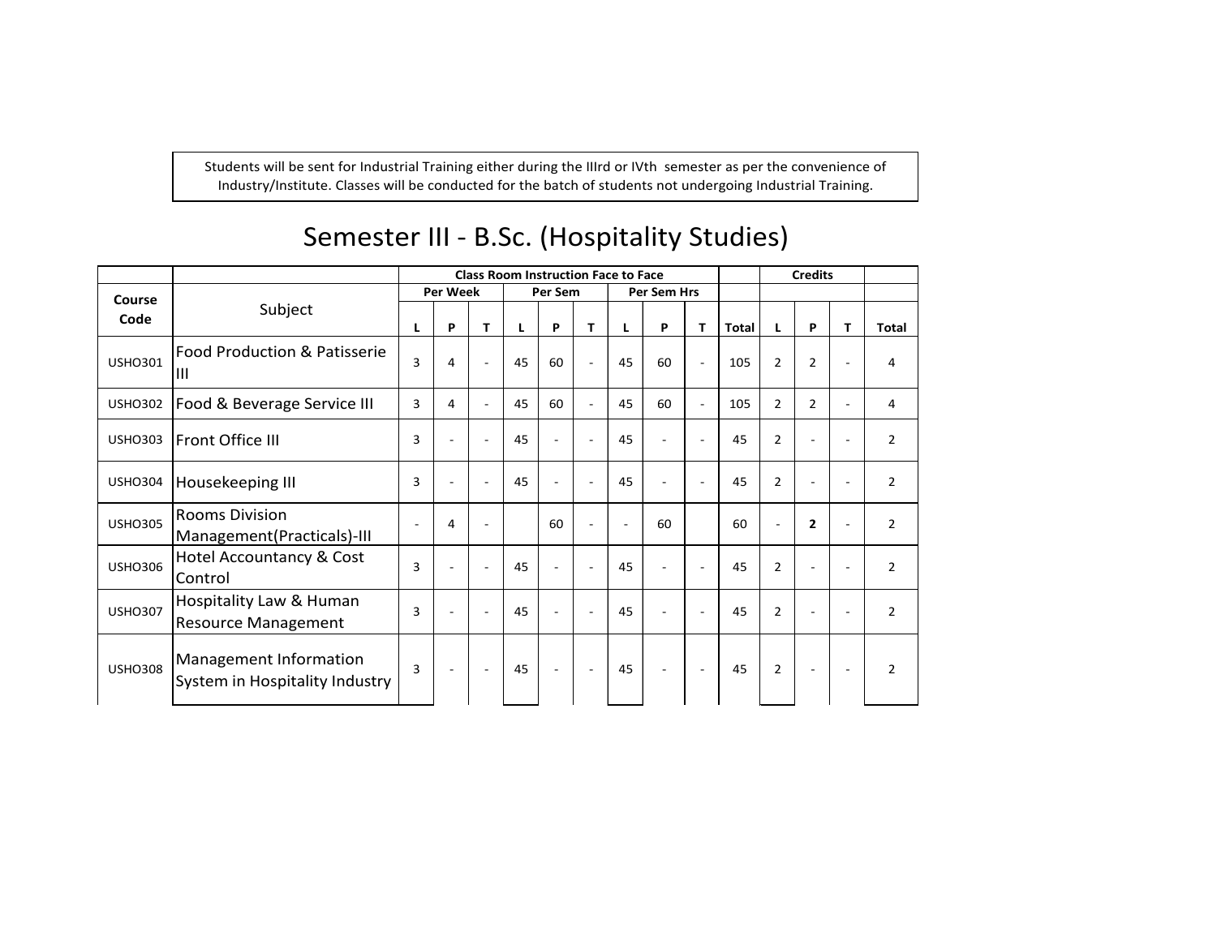Students will be sent for Industrial Training either during the IIIrd or IVth semester as per the convenience of Industry/Institute. Classes will be conducted for the batch of students not undergoing Industrial Training.

# Semester III - B.Sc. (Hospitality Studies)

| | | Class Room Instruction Face to Face | | | | | | | | | | Credits | | | |
|---|---|---|---|---|---|---|---|---|---|---|---|---|---|---|---|
| Course Code | Subject | Per Week | | | Per Sem | | | Per Sem Hrs | | | | | | | |
| | | L | P | T | L | P | T | L | P | T | Total | L | P | T | Total |
| USHO301 | Food Production & Patisserie III | 3 | 4 | - | 45 | 60 | - | 45 | 60 | - | 105 | 2 | 2 | - | 4 |
| USHO302 | Food & Beverage Service III | 3 | 4 | - | 45 | 60 | - | 45 | 60 | - | 105 | 2 | 2 | - | 4 |
| USHO303 | Front Office III | 3 | - | - | 45 | - | - | 45 | - | - | 45 | 2 | - | - | 2 |
| USHO304 | Housekeeping III | 3 | - | - | 45 | - | - | 45 | - | - | 45 | 2 | - | - | 2 |
| USHO305 | Rooms Division Management(Practicals)-III | - | 4 | - | | 60 | - | - | 60 | | 60 | - | **2** | - | 2 |
| USHO306 | Hotel Accountancy & Cost Control | 3 | - | - | 45 | - | - | 45 | - | - | 45 | 2 | - | - | 2 |
| USHO307 | Hospitality Law & Human Resource Management | 3 | - | - | 45 | - | - | 45 | - | - | 45 | 2 | - | - | 2 |
| USHO308 | Management Information System in Hospitality Industry | 3 | - | - | 45 | - | - | 45 | - | - | 45 | 2 | - | - | 2 |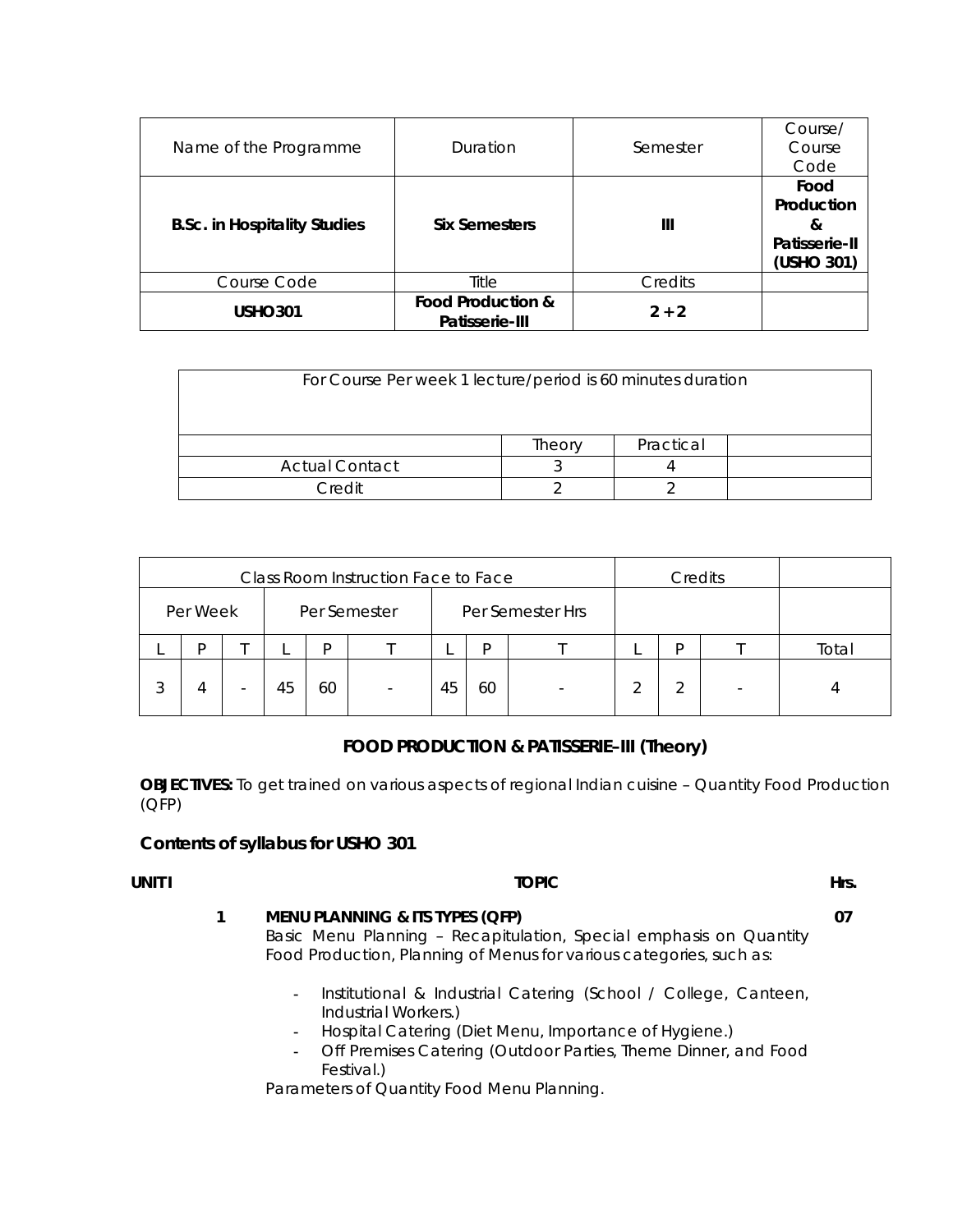| Name of the Programme | Duration | Semester | Course/ Course Code |
|---|---|---|---|
| **B.Sc. in Hospitality Studies** | **Six Semesters** | **III** | **Food Production & Patisserie-II (USHO 301)** |
| Course Code | Title | Credits | |
| **USHO301** | **Food Production & Patisserie-III** | **2 + 2** | |

| For Course Per week 1 lecture/period is 60 minutes duration | | | |
|---|---|---|---|
| | Theory | Practical | |
| Actual Contact | 3 | 4 | |
| Credit | 2 | 2 | |

| Class Room Instruction Face to Face | | | | | | | | | Credits | | | |
|---|---|---|---|---|---|---|---|---|---|---|---|---|
| Per Week | | | Per Semester | | | Per Semester Hrs | | | | | | |
| L | P | T | L | P | T | L | P | T | L | P | T | Total |
| 3 | 4 | - | 45 | 60 | - | 45 | 60 | - | 2 | 2 | - | 4 |

## FOOD PRODUCTION & PATISSERIE–III (Theory)

**OBJECTIVES:** To get trained on various aspects of regional Indian cuisine – Quantity Food Production (QFP)

### Contents of syllabus for USHO 301

| UNIT I | | TOPIC | Hrs. |
|---|---|---|---|
| | 1 | **MENU PLANNING & ITS TYPES (QFP)** | **07** |

Basic Menu Planning – Recapitulation, Special emphasis on Quantity Food Production, Planning of Menus for various categories, such as:

- Institutional & Industrial Catering (School / College, Canteen, Industrial Workers.)
- Hospital Catering (Diet Menu, Importance of Hygiene.)
- Off Premises Catering (Outdoor Parties, Theme Dinner, and Food Festival.)

Parameters of Quantity Food Menu Planning.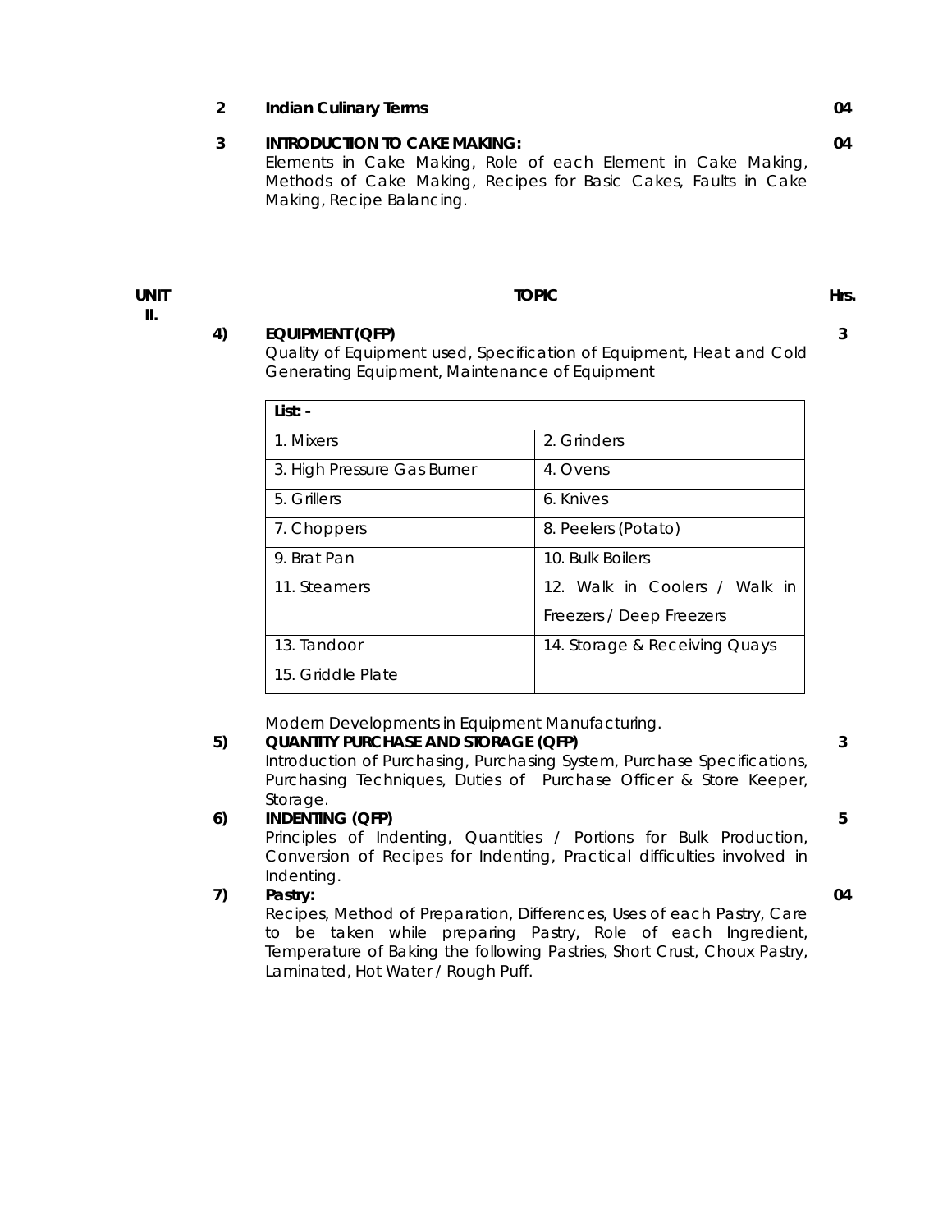| | | Hrs. |
|---|---|---|
| 2 | **Indian Culinary Terms** | 04 |
| 3 | **INTRODUCTION TO CAKE MAKING:** Elements in Cake Making, Role of each Element in Cake Making, Methods of Cake Making, Recipes for Basic Cakes, Faults in Cake Making, Recipe Balancing. | 04 |

| UNIT II. | | TOPIC | Hrs. |
|---|---|---|---|

**4) EQUIPMENT (QFP)** — 3

Quality of Equipment used, Specification of Equipment, Heat and Cold Generating Equipment, Maintenance of Equipment

| **List: -** | |
|---|---|
| 1. Mixers | 2. Grinders |
| 3. High Pressure Gas Burner | 4. Ovens |
| 5. Grillers | 6. Knives |
| 7. Choppers | 8. Peelers (Potato) |
| 9. Brat Pan | 10. Bulk Boilers |
| 11. Steamers | 12. Walk in Coolers / Walk in Freezers / Deep Freezers |
| 13. Tandoor | 14. Storage & Receiving Quays |
| 15. Griddle Plate | |

Modern Developments in Equipment Manufacturing.

**5) QUANTITY PURCHASE AND STORAGE (QFP)** — 3

Introduction of Purchasing, Purchasing System, Purchase Specifications, Purchasing Techniques, Duties of Purchase Officer & Store Keeper, Storage.

**6) INDENTING (QFP)** — 5

Principles of Indenting, Quantities / Portions for Bulk Production, Conversion of Recipes for Indenting, Practical difficulties involved in Indenting.

**7) Pastry:** — 04

Recipes, Method of Preparation, Differences, Uses of each Pastry, Care to be taken while preparing Pastry, Role of each Ingredient, Temperature of Baking the following Pastries, Short Crust, Choux Pastry, Laminated, Hot Water / Rough Puff.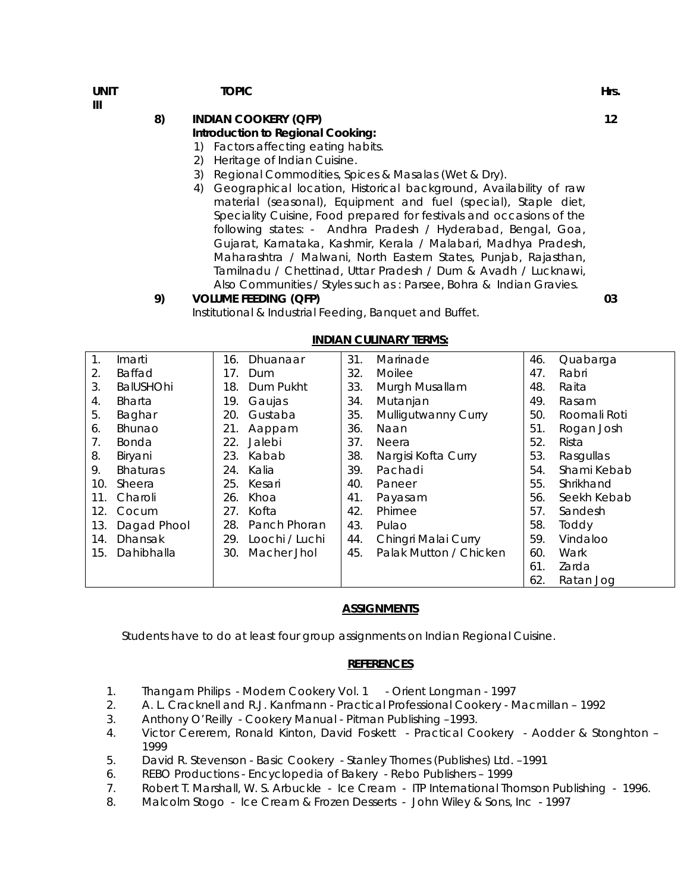| UNIT III | | TOPIC | Hrs. |
|---|---|---|---|
| | 8) | **INDIAN COOKERY (QFP)** | 12 |

**Introduction to Regional Cooking:**

1) Factors affecting eating habits.
2) Heritage of Indian Cuisine.
3) Regional Commodities, Spices & Masalas (Wet & Dry).
4) Geographical location, Historical background, Availability of raw material (seasonal), Equipment and fuel (special), Staple diet, Speciality Cuisine, Food prepared for festivals and occasions of the following states: - Andhra Pradesh / Hyderabad, Bengal, Goa, Gujarat, Karnataka, Kashmir, Kerala / Malabari, Madhya Pradesh, Maharashtra / Malwani, North Eastern States, Punjab, Rajasthan, Tamilnadu / Chettinad, Uttar Pradesh / Dum & Avadh / Lucknawi, Also Communities / Styles such as : Parsee, Bohra & Indian Gravies.

| | | | |
|---|---|---|---|
| | 9) | **VOLUME FEEDING (QFP)** | 03 |

Institutional & Industrial Feeding, Banquet and Buffet.

## INDIAN CULINARY TERMS:

| | | | |
|---|---|---|---|
| 1. Imarti | 16. Dhuanaar | 31. Marinade | 46. Quabarga |
| 2. Baffad | 17. Dum | 32. Moilee | 47. Rabri |
| 3. BalUSHOhi | 18. Dum Pukht | 33. Murgh Musallam | 48. Raita |
| 4. Bharta | 19. Gaujas | 34. Mutanjan | 49. Rasam |
| 5. Baghar | 20. Gustaba | 35. Mulligutwanny Curry | 50. Roomali Roti |
| 6. Bhunao | 21. Aappam | 36. Naan | 51. Rogan Josh |
| 7. Bonda | 22. Jalebi | 37. Neera | 52. Rista |
| 8. Biryani | 23. Kabab | 38. Nargisi Kofta Curry | 53. Rasgullas |
| 9. Bhaturas | 24. Kalia | 39. Pachadi | 54. Shami Kebab |
| 10. Sheera | 25. Kesari | 40. Paneer | 55. Shrikhand |
| 11. Charoli | 26. Khoa | 41. Payasam | 56. Seekh Kebab |
| 12. Cocum | 27. Kofta | 42. Phirnee | 57. Sandesh |
| 13. Dagad Phool | 28. Panch Phoran | 43. Pulao | 58. Toddy |
| 14. Dhansak | 29. Loochi / Luchi | 44. Chingri Malai Curry | 59. Vindaloo |
| 15. Dahibhalla | 30. Macher Jhol | 45. Palak Mutton / Chicken | 60. Wark |
| | | | 61. Zarda |
| | | | 62. Ratan Jog |

## ASSIGNMENTS

Students have to do at least four group assignments on Indian Regional Cuisine.

## REFERENCES

1. Thangam Philips - Modern Cookery Vol. 1 - Orient Longman - 1997
2. A. L. Cracknell and R.J. Kanfmann - Practical Professional Cookery - Macmillan – 1992
3. Anthony O'Reilly - Cookery Manual - Pitman Publishing –1993.
4. Victor Cererem, Ronald Kinton, David Foskett - Practical Cookery - Aodder & Stonghton – 1999
5. David R. Stevenson - Basic Cookery - Stanley Thornes (Publishes) Ltd. –1991
6. REBO Productions - Encyclopedia of Bakery - Rebo Publishers – 1999
7. Robert T. Marshall, W. S. Arbuckle - Ice Cream - ITP International Thomson Publishing - 1996.
8. Malcolm Stogo - Ice Cream & Frozen Desserts - John Wiley & Sons, Inc - 1997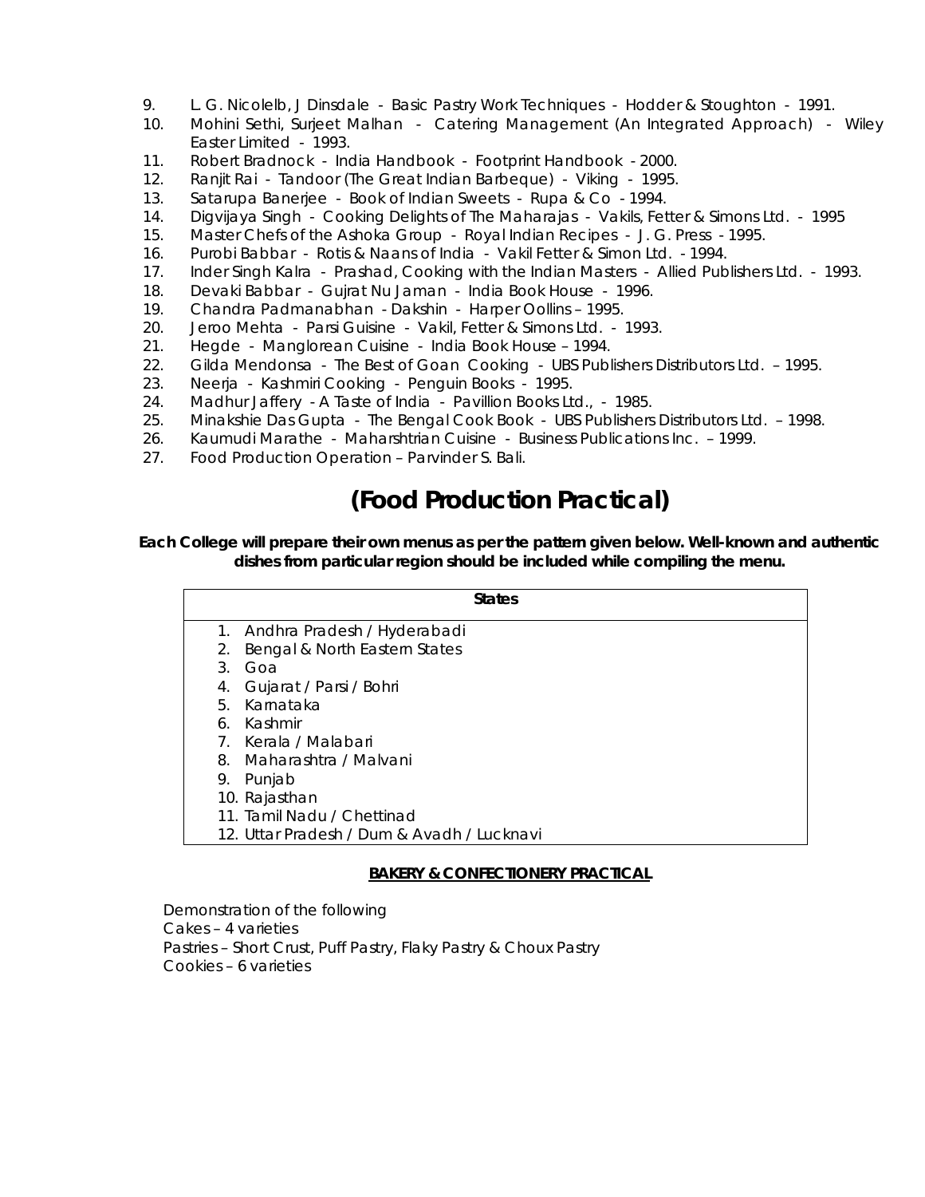9. L. G. Nicolelb, J Dinsdale - Basic Pastry Work Techniques - Hodder & Stoughton - 1991.
10. Mohini Sethi, Surjeet Malhan - Catering Management (An Integrated Approach) - Wiley Easter Limited - 1993.
11. Robert Bradnock - India Handbook - Footprint Handbook - 2000.
12. Ranjit Rai - Tandoor (The Great Indian Barbeque) - Viking - 1995.
13. Satarupa Banerjee - Book of Indian Sweets - Rupa & Co - 1994.
14. Digvijaya Singh - Cooking Delights of The Maharajas - Vakils, Fetter & Simons Ltd. - 1995
15. Master Chefs of the Ashoka Group - Royal Indian Recipes - J. G. Press - 1995.
16. Purobi Babbar - Rotis & Naans of India - Vakil Fetter & Simon Ltd. - 1994.
17. Inder Singh Kalra - Prashad, Cooking with the Indian Masters - Allied Publishers Ltd. - 1993.
18. Devaki Babbar - Gujrat Nu Jaman - India Book House - 1996.
19. Chandra Padmanabhan - Dakshin - Harper Oollins – 1995.
20. Jeroo Mehta - Parsi Guisine - Vakil, Fetter & Simons Ltd. - 1993.
21. Hegde - Manglorean Cuisine - India Book House – 1994.
22. Gilda Mendonsa - The Best of Goan Cooking - UBS Publishers Distributors Ltd. – 1995.
23. Neerja - Kashmiri Cooking - Penguin Books - 1995.
24. Madhur Jaffery - A Taste of India - Pavillion Books Ltd., - 1985.
25. Minakshie Das Gupta - The Bengal Cook Book - UBS Publishers Distributors Ltd. – 1998.
26. Kaumudi Marathe - Maharshtrian Cuisine - Business Publications Inc. – 1999.
27. Food Production Operation – Parvinder S. Bali.

# (Food Production Practical)

**Each College will prepare their own menus as per the pattern given below. Well-known and authentic dishes from particular region should be included while compiling the menu.**

| States |
|---|
| 1. Andhra Pradesh / Hyderabadi<br>2. Bengal & North Eastern States<br>3. Goa<br>4. Gujarat / Parsi / Bohri<br>5. Karnataka<br>6. Kashmir<br>7. Kerala / Malabari<br>8. Maharashtra / Malvani<br>9. Punjab<br>10. Rajasthan<br>11. Tamil Nadu / Chettinad<br>12. Uttar Pradesh / Dum & Avadh / Lucknavi |

**BAKERY & CONFECTIONERY PRACTICAL**

Demonstration of the following
Cakes – 4 varieties
Pastries – Short Crust, Puff Pastry, Flaky Pastry & Choux Pastry
Cookies – 6 varieties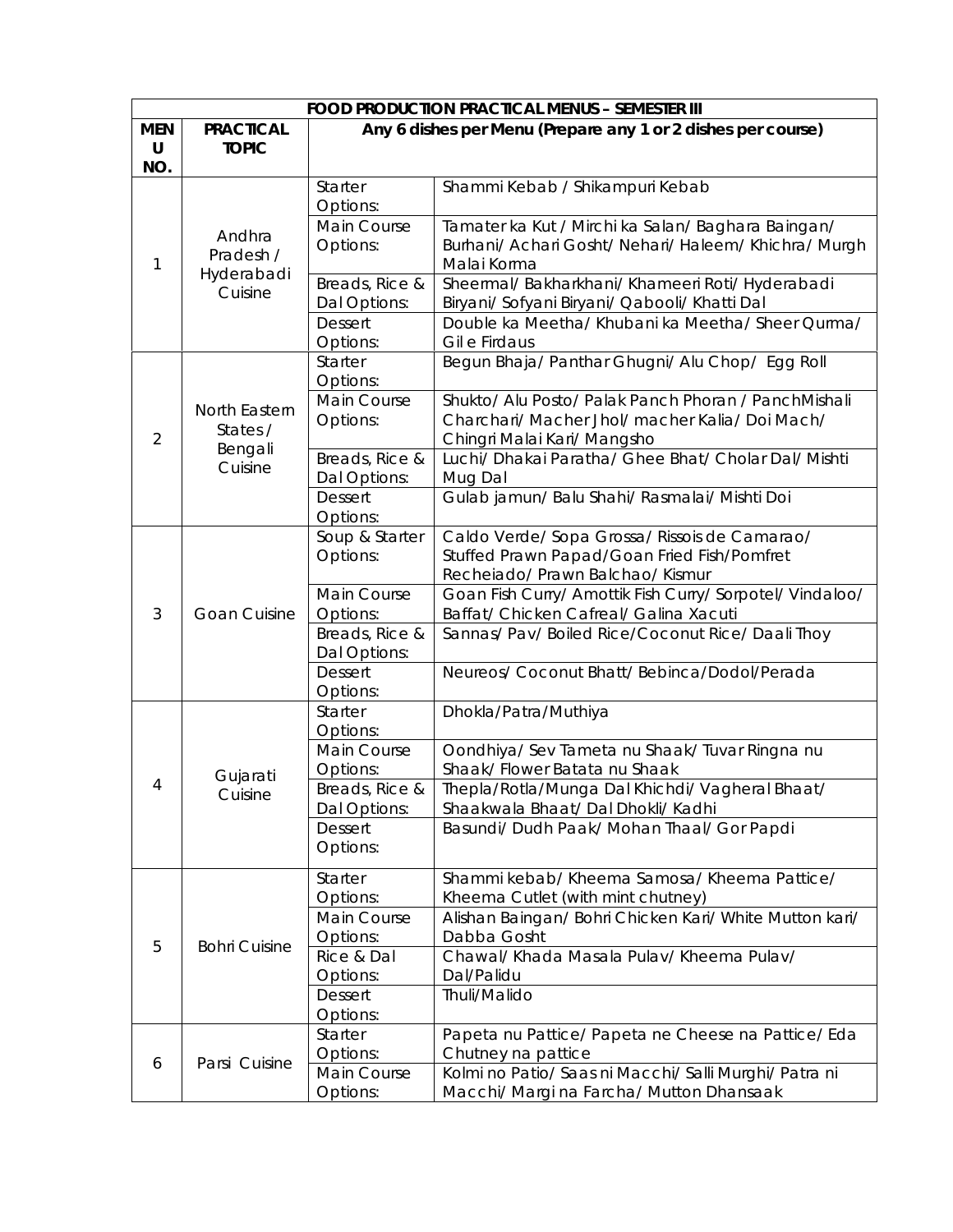| FOOD PRODUCTION PRACTICAL MENUS – SEMESTER III | | | |
|---|---|---|---|
| **MENU NO.** | **PRACTICAL TOPIC** | **Any 6 dishes per Menu (Prepare any 1 or 2 dishes per course)** | |
| 1 | Andhra Pradesh / Hyderabadi Cuisine | Starter Options: | Shammi Kebab / Shikampuri Kebab |
| | | Main Course Options: | Tamater ka Kut / Mirchi ka Salan/ Baghara Baingan/ Burhani/ Achari Gosht/ Nehari/ Haleem/ Khichra/ Murgh Malai Korma |
| | | Breads, Rice & Dal Options: | Sheermal/ Bakharkhani/ Khameeri Roti/ Hyderabadi Biryani/ Sofyani Biryani/ Qabooli/ Khatti Dal |
| | | Dessert Options: | Double ka Meetha/ Khubani ka Meetha/ Sheer Qurma/ Gil e Firdaus |
| 2 | North Eastern States / Bengali Cuisine | Starter Options: | Begun Bhaja/ Panthar Ghugni/ Alu Chop/ Egg Roll |
| | | Main Course Options: | Shukto/ Alu Posto/ Palak Panch Phoran / PanchMishali Charchari/ Macher Jhol/ macher Kalia/ Doi Mach/ Chingri Malai Kari/ Mangsho |
| | | Breads, Rice & Dal Options: | Luchi/ Dhakai Paratha/ Ghee Bhat/ Cholar Dal/ Mishti Mug Dal |
| | | Dessert Options: | Gulab jamun/ Balu Shahi/ Rasmalai/ Mishti Doi |
| 3 | Goan Cuisine | Soup & Starter Options: | Caldo Verde/ Sopa Grossa/ Rissois de Camarao/ Stuffed Prawn Papad/Goan Fried Fish/Pomfret Recheiado/ Prawn Balchao/ Kismur |
| | | Main Course Options: | Goan Fish Curry/ Amottik Fish Curry/ Sorpotel/ Vindaloo/ Baffat/ Chicken Cafreal/ Galina Xacuti |
| | | Breads, Rice & Dal Options: | Sannas/ Pav/ Boiled Rice/Coconut Rice/ Daali Thoy |
| | | Dessert Options: | Neureos/ Coconut Bhatt/ Bebinca/Dodol/Perada |
| 4 | Gujarati Cuisine | Starter Options: | Dhokla/Patra/Muthiya |
| | | Main Course Options: | Oondhiya/ Sev Tameta nu Shaak/ Tuvar Ringna nu Shaak/ Flower Batata nu Shaak |
| | | Breads, Rice & Dal Options: | Thepla/Rotla/Munga Dal Khichdi/ Vagheral Bhaat/ Shaakwala Bhaat/ Dal Dhokli/ Kadhi |
| | | Dessert Options: | Basundi/ Dudh Paak/ Mohan Thaal/ Gor Papdi |
| 5 | Bohri Cuisine | Starter Options: | Shammi kebab/ Kheema Samosa/ Kheema Pattice/ Kheema Cutlet (with mint chutney) |
| | | Main Course Options: | Alishan Baingan/ Bohri Chicken Kari/ White Mutton kari/ Dabba Gosht |
| | | Rice & Dal Options: | Chawal/ Khada Masala Pulav/ Kheema Pulav/ Dal/Palidu |
| | | Dessert Options: | Thuli/Malido |
| 6 | Parsi Cuisine | Starter Options: | Papeta nu Pattice/ Papeta ne Cheese na Pattice/ Eda Chutney na pattice |
| | | Main Course Options: | Kolmi no Patio/ Saas ni Macchi/ Salli Murghi/ Patra ni Macchi/ Margi na Farcha/ Mutton Dhansaak |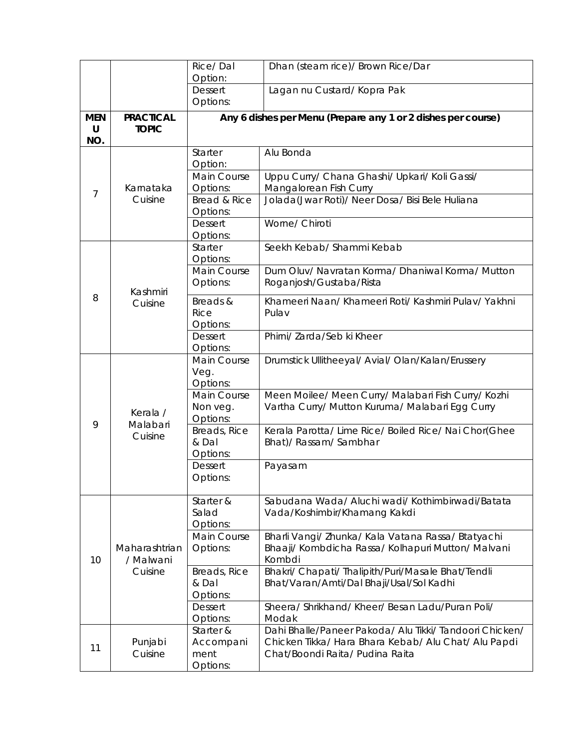| | | | |
|---|---|---|---|
| | | Rice/ Dal Option: | Dhan (steam rice)/ Brown Rice/Dar |
| | | Dessert Options: | Lagan nu Custard/ Kopra Pak |
| **MENU NO.** | **PRACTICAL TOPIC** | **Any 6 dishes per Menu (Prepare any 1 or 2 dishes per course)** | |
| 7 | Karnataka Cuisine | Starter Option: | Alu Bonda |
| | | Main Course Options: | Uppu Curry/ Chana Ghashi/ Upkari/ Koli Gassi/ Mangalorean Fish Curry |
| | | Bread & Rice Options: | Jolada(Jwar Roti)/ Neer Dosa/ Bisi Bele Huliana |
| | | Dessert Options: | Worne/ Chiroti |
| 8 | Kashmiri Cuisine | Starter Options: | Seekh Kebab/ Shammi Kebab |
| | | Main Course Options: | Dum Oluv/ Navratan Korma/ Dhaniwal Korma/ Mutton Roganjosh/Gustaba/Rista |
| | | Breads & Rice Options: | Khameeri Naan/ Khameeri Roti/ Kashmiri Pulav/ Yakhni Pulav |
| | | Dessert Options: | Phirni/ Zarda/Seb ki Kheer |
| 9 | Kerala / Malabari Cuisine | Main Course Veg. Options: | Drumstick Ullitheeyal/ Avial/ Olan/Kalan/Erussery |
| | | Main Course Non veg. Options: | Meen Moilee/ Meen Curry/ Malabari Fish Curry/ Kozhi Vartha Curry/ Mutton Kuruma/ Malabari Egg Curry |
| | | Breads, Rice & Dal Options: | Kerala Parotta/ Lime Rice/ Boiled Rice/ Nai Chor(Ghee Bhat)/ Rassam/ Sambhar |
| | | Dessert Options: | Payasam |
| 10 | Maharashtrian / Malwani Cuisine | Starter & Salad Options: | Sabudana Wada/ Aluchi wadi/ Kothimbirwadi/Batata Vada/Koshimbir/Khamang Kakdi |
| | | Main Course Options: | Bharli Vangi/ Zhunka/ Kala Vatana Rassa/ Btatyachi Bhaaji/ Kombdicha Rassa/ Kolhapuri Mutton/ Malvani Kombdi |
| | | Breads, Rice & Dal Options: | Bhakri/ Chapati/ Thalipith/Puri/Masale Bhat/Tendli Bhat/Varan/Amti/Dal Bhaji/Usal/Sol Kadhi |
| | | Dessert Options: | Sheera/ Shrikhand/ Kheer/ Besan Ladu/Puran Poli/ Modak |
| 11 | Punjabi Cuisine | Starter & Accompaniment Options: | Dahi Bhalle/Paneer Pakoda/ Alu Tikki/ Tandoori Chicken/ Chicken Tikka/ Hara Bhara Kebab/ Alu Chat/ Alu Papdi Chat/Boondi Raita/ Pudina Raita |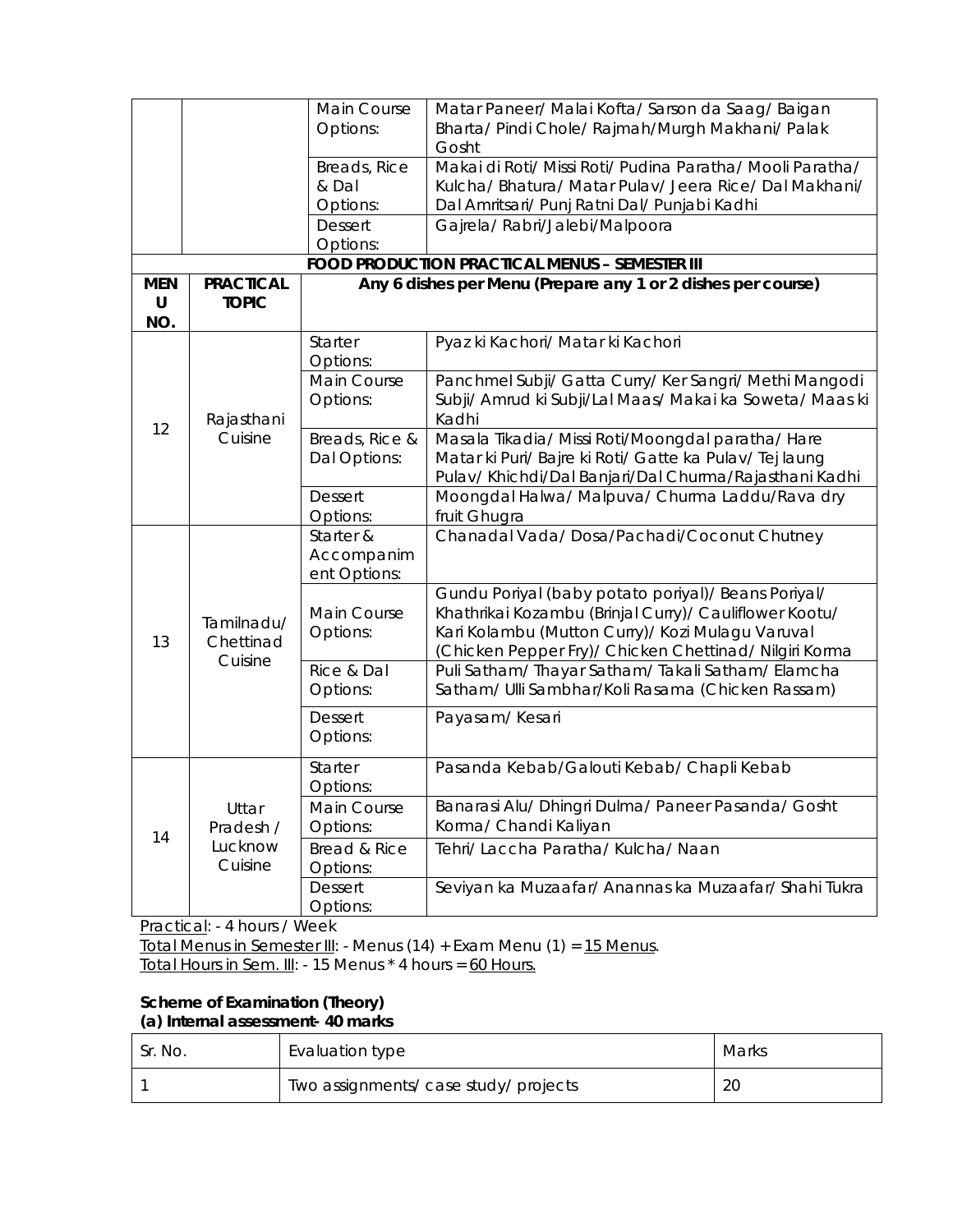| | | | |
|---|---|---|---|
| | | Main Course Options: | Matar Paneer/ Malai Kofta/ Sarson da Saag/ Baigan Bharta/ Pindi Chole/ Rajmah/Murgh Makhani/ Palak Gosht |
| | | Breads, Rice & Dal Options: | Makai di Roti/ Missi Roti/ Pudina Paratha/ Mooli Paratha/ Kulcha/ Bhatura/ Matar Pulav/ Jeera Rice/ Dal Makhani/ Dal Amritsari/ Punj Ratni Dal/ Punjabi Kadhi |
| | | Dessert Options: | Gajrela/ Rabri/Jalebi/Malpoora |

**FOOD PRODUCTION PRACTICAL MENUS – SEMESTER III**

| MENU NO. | PRACTICAL TOPIC | Any 6 dishes per Menu (Prepare any 1 or 2 dishes per course) | |
|---|---|---|---|
| 12 | Rajasthani Cuisine | Starter Options: | Pyaz ki Kachori/ Matar ki Kachori |
| | | Main Course Options: | Panchmel Subji/ Gatta Curry/ Ker Sangri/ Methi Mangodi Subji/ Amrud ki Subji/Lal Maas/ Makai ka Soweta/ Maas ki Kadhi |
| | | Breads, Rice & Dal Options: | Masala Tikadia/ Missi Roti/Moongdal paratha/ Hare Matar ki Puri/ Bajre ki Roti/ Gatte ka Pulav/ Tej laung Pulav/ Khichdi/Dal Banjari/Dal Churma/Rajasthani Kadhi |
| | | Dessert Options: | Moongdal Halwa/ Malpuva/ Churma Laddu/Rava dry fruit Ghugra |
| 13 | Tamilnadu/ Chettinad Cuisine | Starter & Accompaniment Options: | Chanadal Vada/ Dosa/Pachadi/Coconut Chutney |
| | | Main Course Options: | Gundu Poriyal (baby potato poriyal)/ Beans Poriyal/ Khathrikai Kozambu (Brinjal Curry)/ Cauliflower Kootu/ Kari Kolambu (Mutton Curry)/ Kozi Mulagu Varuval (Chicken Pepper Fry)/ Chicken Chettinad/ Nilgiri Korma |
| | | Rice & Dal Options: | Puli Satham/ Thayar Satham/ Takali Satham/ Elamcha Satham/ Ulli Sambhar/Koli Rasama (Chicken Rassam) |
| | | Dessert Options: | Payasam/ Kesari |
| 14 | Uttar Pradesh / Lucknow Cuisine | Starter Options: | Pasanda Kebab/Galouti Kebab/ Chapli Kebab |
| | | Main Course Options: | Banarasi Alu/ Dhingri Dulma/ Paneer Pasanda/ Gosht Korma/ Chandi Kaliyan |
| | | Bread & Rice Options: | Tehri/ Laccha Paratha/ Kulcha/ Naan |
| | | Dessert Options: | Seviyan ka Muzaafar/ Anannas ka Muzaafar/ Shahi Tukra |

Practical: - 4 hours / Week
Total Menus in Semester III: - Menus (14) + Exam Menu (1) = 15 Menus.
Total Hours in Sem. III: - 15 Menus * 4 hours = 60 Hours.

**Scheme of Examination (Theory)**
**(a) Internal assessment- 40 marks**

| Sr. No. | Evaluation type | Marks |
|---|---|---|
| 1 | Two assignments/ case study/ projects | 20 |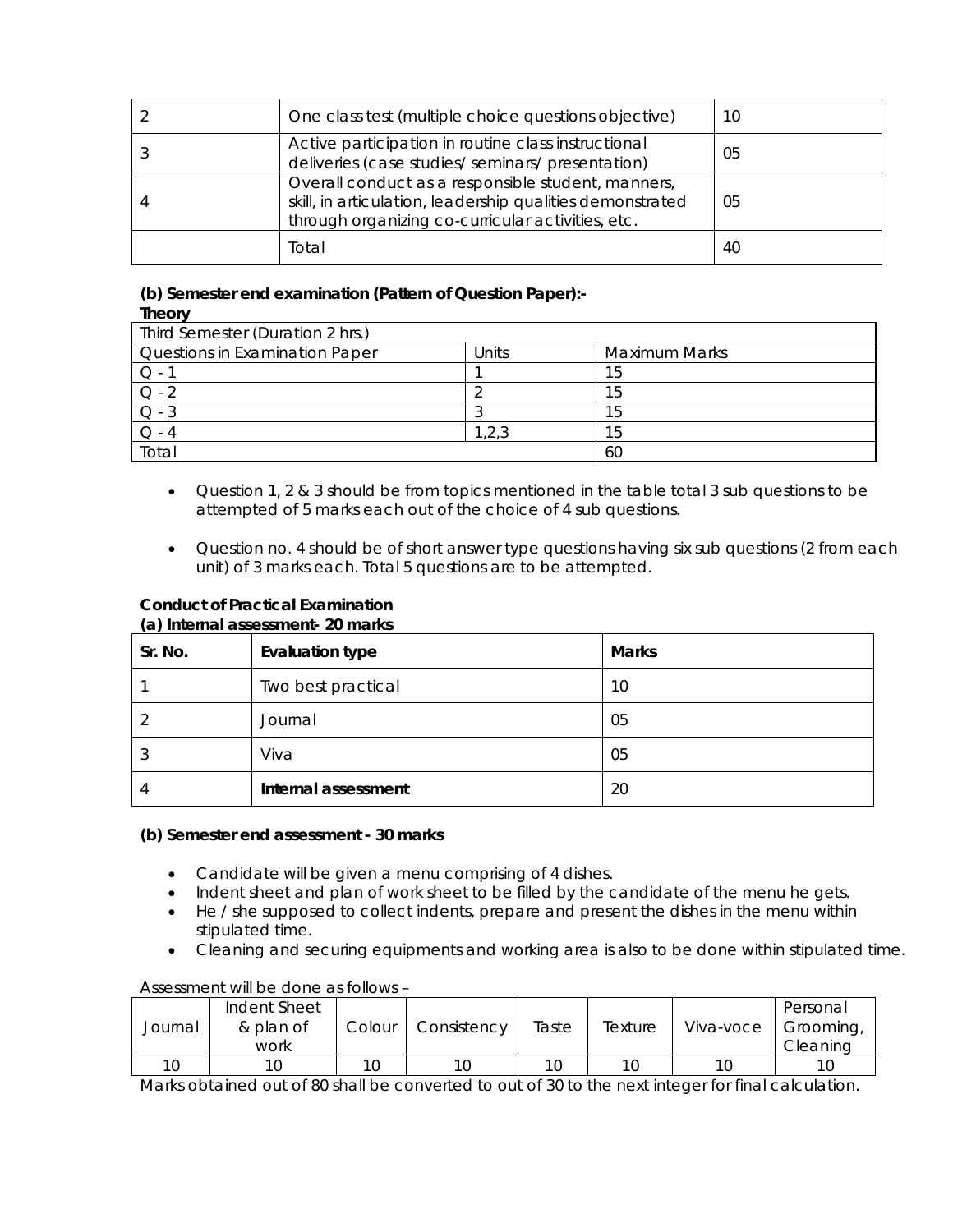| | | |
|---|---|---|
| 2 | One class test (multiple choice questions objective) | 10 |
| 3 | Active participation in routine class instructional deliveries (case studies/ seminars/ presentation) | 05 |
| 4 | Overall conduct as a responsible student, manners, skill, in articulation, leadership qualities demonstrated through organizing co-curricular activities, etc. | 05 |
| | Total | 40 |

**(b) Semester end examination (Pattern of Question Paper):-**

**Theory**

| Third Semester (Duration 2 hrs.) | | |
|---|---|---|
| Questions in Examination Paper | Units | Maximum Marks |
| Q - 1 | 1 | 15 |
| Q - 2 | 2 | 15 |
| Q - 3 | 3 | 15 |
| Q - 4 | 1,2,3 | 15 |
| Total | | 60 |

- Question 1, 2 & 3 should be from topics mentioned in the table total 3 sub questions to be attempted of 5 marks each out of the choice of 4 sub questions.
- Question no. 4 should be of short answer type questions having six sub questions (2 from each unit) of 3 marks each. Total 5 questions are to be attempted.

**Conduct of Practical Examination**

**(a) Internal assessment- 20 marks**

| Sr. No. | Evaluation type | Marks |
|---|---|---|
| 1 | Two best practical | 10 |
| 2 | Journal | 05 |
| 3 | Viva | 05 |
| 4 | **Internal assessment** | 20 |

**(b) Semester end assessment - 30 marks**

- Candidate will be given a menu comprising of 4 dishes.
- Indent sheet and plan of work sheet to be filled by the candidate of the menu he gets.
- He / she supposed to collect indents, prepare and present the dishes in the menu within stipulated time.
- Cleaning and securing equipments and working area is also to be done within stipulated time.

Assessment will be done as follows –

| Journal | Indent Sheet & plan of work | Colour | Consistency | Taste | Texture | Viva-voce | Personal Grooming, Cleaning |
|---|---|---|---|---|---|---|---|
| 10 | 10 | 10 | 10 | 10 | 10 | 10 | 10 |

Marks obtained out of 80 shall be converted to out of 30 to the next integer for final calculation.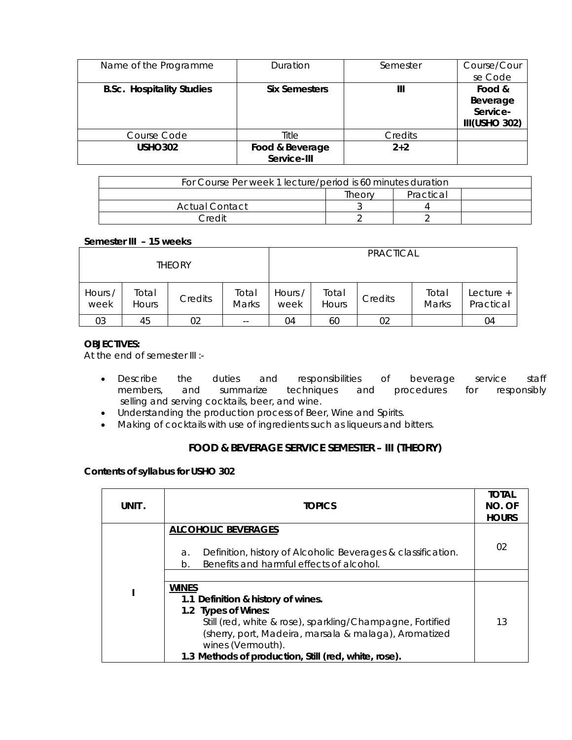| Name of the Programme | Duration | Semester | Course/Course Code |
|---|---|---|---|
| **B.Sc. Hospitality Studies** | **Six Semesters** | **III** | **Food & Beverage Service-III(USHO 302)** |
| Course Code | Title | Credits | |
| **USHO302** | **Food & Beverage Service-III** | **2+2** | |

| For Course Per week 1 lecture/period is 60 minutes duration | | | |
|---|---|---|---|
| | Theory | Practical | |
| Actual Contact | 3 | 4 | |
| Credit | 2 | 2 | |

**Semester III – 15 weeks**

| THEORY | | | | PRACTICAL | | | | |
|---|---|---|---|---|---|---|---|---|
| Hours / week | Total Hours | Credits | Total Marks | Hours / week | Total Hours | Credits | Total Marks | Lecture + Practical |
| 03 | 45 | 02 | -- | 04 | 60 | 02 | | 04 |

**OBJECTIVES:**
At the end of semester III :-

- Describe the duties and responsibilities of beverage service staff members, and summarize techniques and procedures for responsibly selling and serving cocktails, beer, and wine.
- Understanding the production process of Beer, Wine and Spirits.
- Making of cocktails with use of ingredients such as liqueurs and bitters.

## FOOD & BEVERAGE SERVICE SEMESTER – III (THEORY)

**Contents of syllabus for USHO 302**

| UNIT. | TOPICS | TOTAL NO. OF HOURS |
|---|---|---|
| I | **ALCOHOLIC BEVERAGES**<br>a. Definition, history of Alcoholic Beverages & classification.<br>b. Benefits and harmful effects of alcohol. | 02 |
| | | |
| | **WINES**<br>**1.1 Definition & history of wines.**<br>**1.2 Types of Wines:**<br>Still (red, white & rose), sparkling/Champagne, Fortified (sherry, port, Madeira, marsala & malaga), Aromatized wines (Vermouth).<br>**1.3 Methods of production, Still (red, white, rose).** | 13 |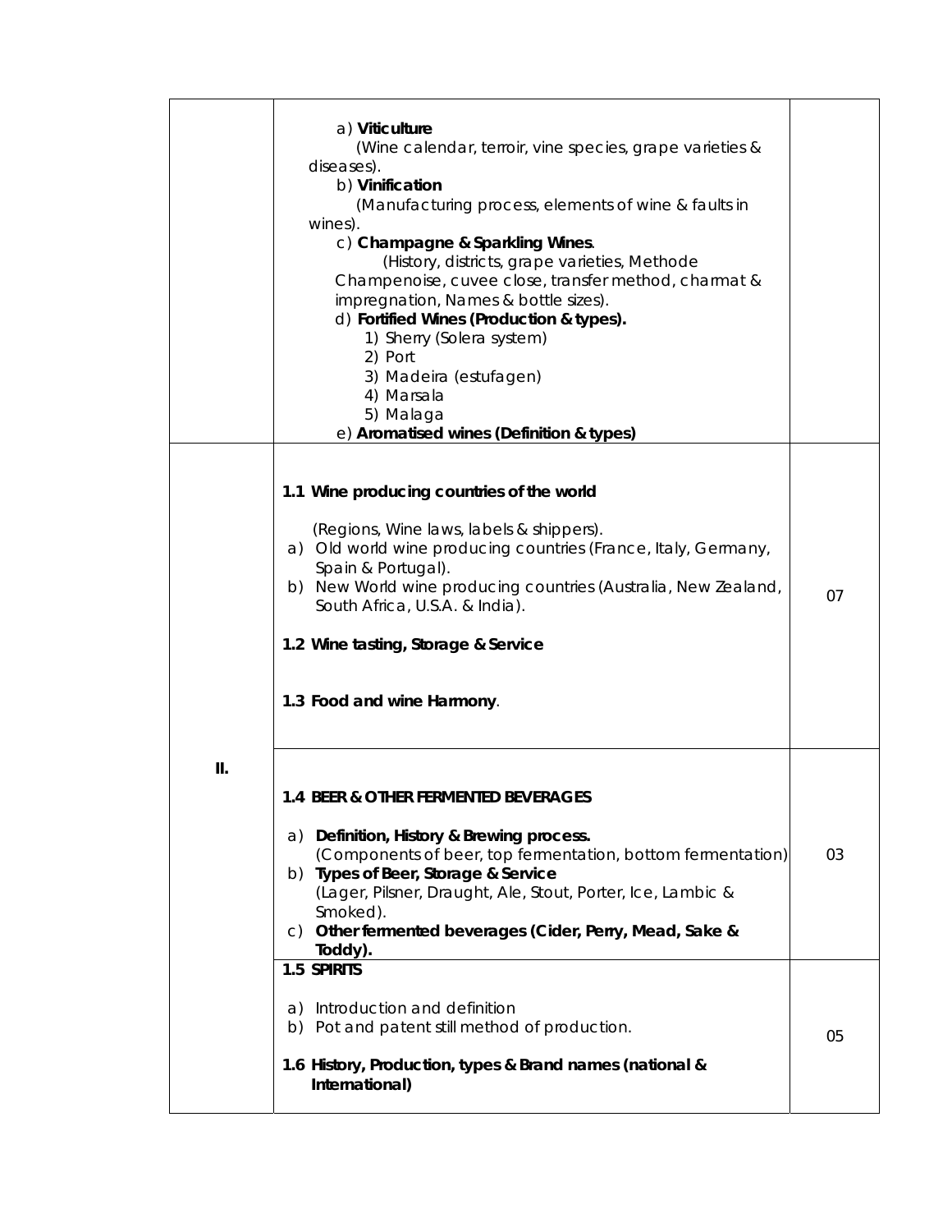| | | |
|---|---|---|
| | a) **Viticulture**<br>(Wine calendar, terroir, vine species, grape varieties & diseases).<br>b) **Vinification**<br>(Manufacturing process, elements of wine & faults in wines).<br>c) **Champagne & Sparkling Wines**.<br>(History, districts, grape varieties, Methode Champenoise, cuvee close, transfer method, charmat & impregnation, Names & bottle sizes).<br>d) **Fortified Wines (Production & types).**<br>1) Sherry (Solera system)<br>2) Port<br>3) Madeira (estufagen)<br>4) Marsala<br>5) Malaga<br>e) **Aromatised wines (Definition & types)** | |
| | **1.1 Wine producing countries of the world**<br>(Regions, Wine laws, labels & shippers).<br>a) Old world wine producing countries (France, Italy, Germany, Spain & Portugal).<br>b) New World wine producing countries (Australia, New Zealand, South Africa, U.S.A. & India).<br>**1.2 Wine tasting, Storage & Service**<br>**1.3 Food and wine Harmony**. | 07 |
| **II.** | **1.4 BEER & OTHER FERMENTED BEVERAGES**<br>a) **Definition, History & Brewing process.**<br>(Components of beer, top fermentation, bottom fermentation)<br>b) **Types of Beer, Storage & Service**<br>(Lager, Pilsner, Draught, Ale, Stout, Porter, Ice, Lambic & Smoked).<br>c) **Other fermented beverages (Cider, Perry, Mead, Sake & Toddy).** | 03 |
| | **1.5 SPIRITS**<br>a) Introduction and definition<br>b) Pot and patent still method of production.<br>**1.6 History, Production, types & Brand names (national & International)** | 05 |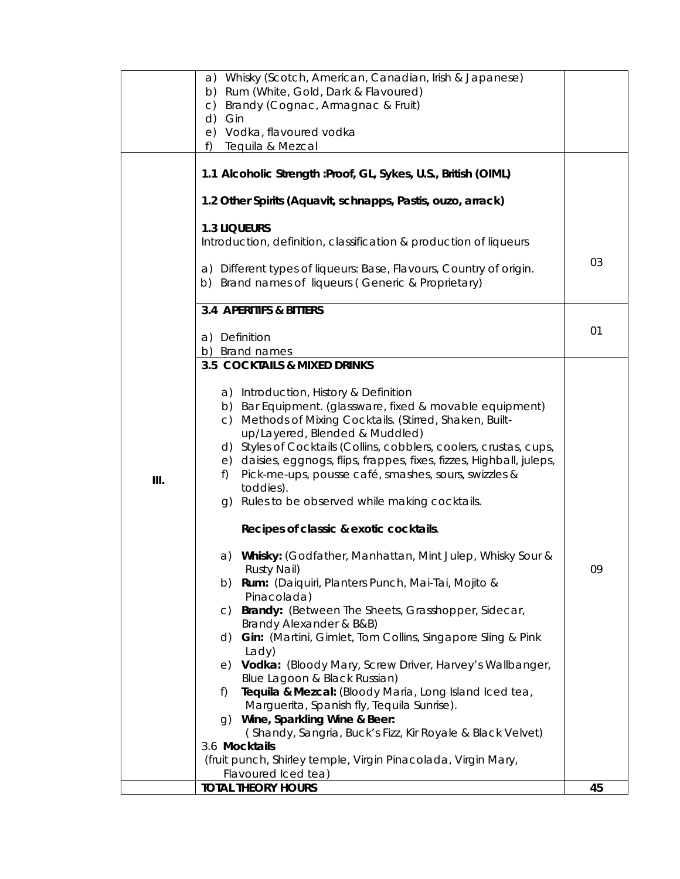| | | |
|---|---|---|
| | a) Whisky (Scotch, American, Canadian, Irish & Japanese)<br>b) Rum (White, Gold, Dark & Flavoured)<br>c) Brandy (Cognac, Armagnac & Fruit)<br>d) Gin<br>e) Vodka, flavoured vodka<br>f) Tequila & Mezcal | |
| | **1.1 Alcoholic Strength :Proof, GL, Sykes, U.S., British (OIML)**<br><br>**1.2 Other Spirits (Aquavit, schnapps, Pastis, ouzo, arrack)**<br><br>**1.3 LIQUEURS**<br>Introduction, definition, classification & production of liqueurs<br><br>a) Different types of liqueurs: Base, Flavours, Country of origin.<br>b) Brand names of liqueurs ( Generic & Proprietary) | 03 |
| | **3.4 APERITIFS & BITTERS**<br><br>a) Definition<br>b) Brand names | 01 |
| III. | **3.5 COCKTAILS & MIXED DRINKS**<br><br>a) Introduction, History & Definition<br>b) Bar Equipment. (glassware, fixed & movable equipment)<br>c) Methods of Mixing Cocktails. (Stirred, Shaken, Built-up/Layered, Blended & Muddled)<br>d) Styles of Cocktails (Collins, cobblers, coolers, crustas, cups,<br>e) daisies, eggnogs, flips, frappes, fixes, fizzes, Highball, juleps,<br>f) Pick-me-ups, pousse café, smashes, sours, swizzles & toddies).<br>g) Rules to be observed while making cocktails.<br><br>**Recipes of classic & exotic cocktails**.<br><br>a) **Whisky:** (Godfather, Manhattan, Mint Julep, Whisky Sour & Rusty Nail)<br>b) **Rum:** (Daiquiri, Planters Punch, Mai-Tai, Mojito & Pinacolada)<br>c) **Brandy:** (Between The Sheets, Grasshopper, Sidecar, Brandy Alexander & B&B)<br>d) **Gin:** (Martini, Gimlet, Tom Collins, Singapore Sling & Pink Lady)<br>e) **Vodka:** (Bloody Mary, Screw Driver, Harvey's Wallbanger, Blue Lagoon & Black Russian)<br>f) **Tequila & Mezcal:** (Bloody Maria, Long Island Iced tea, Marguerita, Spanish fly, Tequila Sunrise).<br>g) **Wine, Sparkling Wine & Beer:** ( Shandy, Sangria, Buck's Fizz, Kir Royale & Black Velvet)<br>3.6 **Mocktails**<br>(fruit punch, Shirley temple, Virgin Pinacolada, Virgin Mary, Flavoured Iced tea) | 09 |
| | **TOTAL THEORY HOURS** | **45** |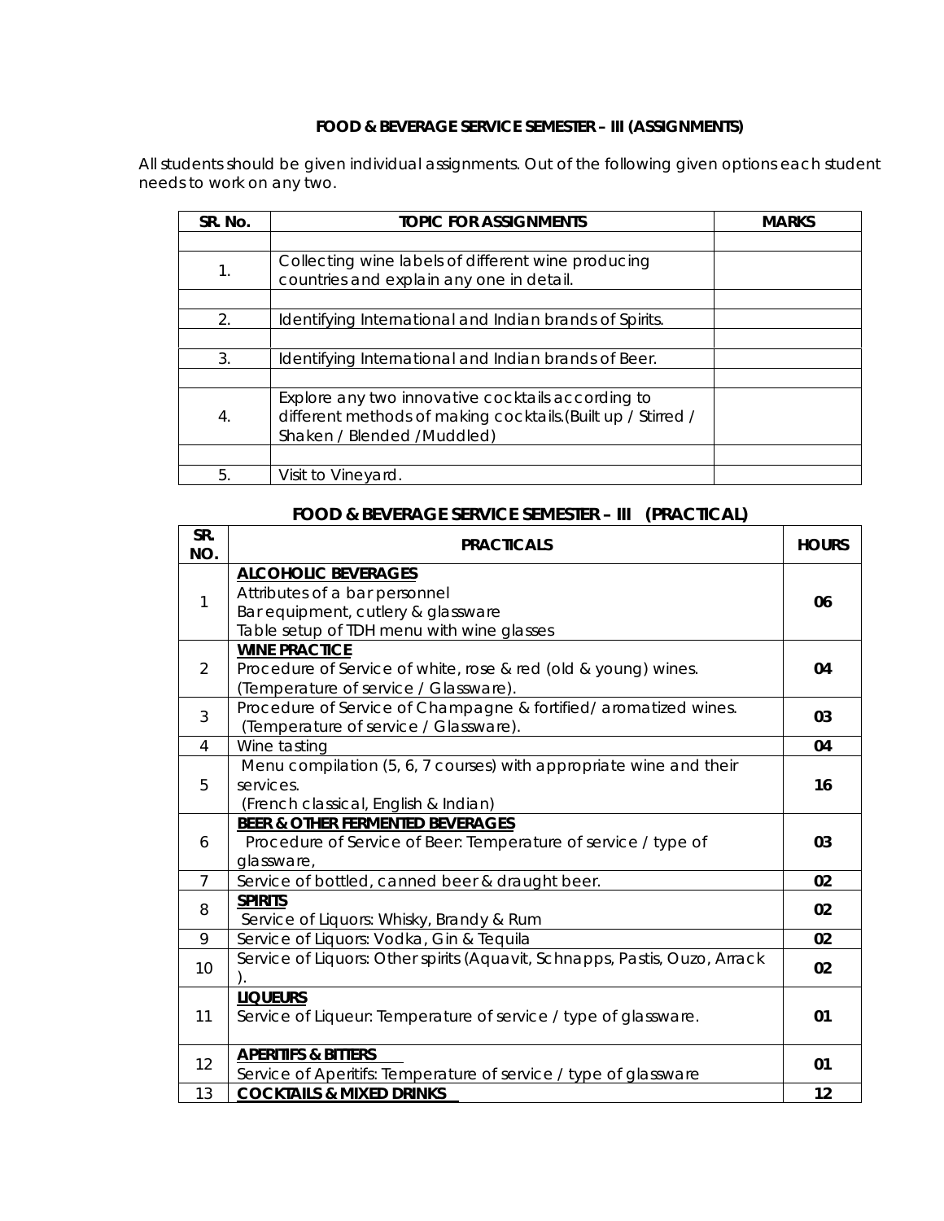**FOOD & BEVERAGE SERVICE SEMESTER – III (ASSIGNMENTS)**

All students should be given individual assignments. Out of the following given options each student needs to work on any two.

| SR. No. | TOPIC FOR ASSIGNMENTS | MARKS |
|---|---|---|
| | | |
| 1. | Collecting wine labels of different wine producing countries and explain any one in detail. | |
| | | |
| 2. | Identifying International and Indian brands of Spirits. | |
| | | |
| 3. | Identifying International and Indian brands of Beer. | |
| | | |
| 4. | Explore any two innovative cocktails according to different methods of making cocktails.(Built up / Stirred / Shaken / Blended /Muddled) | |
| | | |
| 5. | Visit to Vineyard. | |

**FOOD & BEVERAGE SERVICE SEMESTER – III (PRACTICAL)**

| SR. NO. | PRACTICALS | HOURS |
|---|---|---|
| 1 | **ALCOHOLIC BEVERAGES**<br>Attributes of a bar personnel<br>Bar equipment, cutlery & glassware<br>Table setup of TDH menu with wine glasses | 06 |
| 2 | **WINE PRACTICE**<br>Procedure of Service of white, rose & red (old & young) wines. (Temperature of service / Glassware). | 04 |
| 3 | Procedure of Service of Champagne & fortified/ aromatized wines. (Temperature of service / Glassware). | 03 |
| 4 | Wine tasting | 04 |
| 5 | Menu compilation (5, 6, 7 courses) with appropriate wine and their services.<br>(French classical, English & Indian) | 16 |
| 6 | **BEER & OTHER FERMENTED BEVERAGES**<br>Procedure of Service of Beer: Temperature of service / type of glassware, | 03 |
| 7 | Service of bottled, canned beer & draught beer. | 02 |
| 8 | **SPIRITS**<br>Service of Liquors: Whisky, Brandy & Rum | 02 |
| 9 | Service of Liquors: Vodka, Gin & Tequila | 02 |
| 10 | Service of Liquors: Other spirits (Aquavit, Schnapps, Pastis, Ouzo, Arrack ). | 02 |
| 11 | **LIQUEURS**<br>Service of Liqueur: Temperature of service / type of glassware. | 01 |
| 12 | **APERITIFS & BITTERS**<br>Service of Aperitifs: Temperature of service / type of glassware | 01 |
| 13 | **COCKTAILS & MIXED DRINKS** | 12 |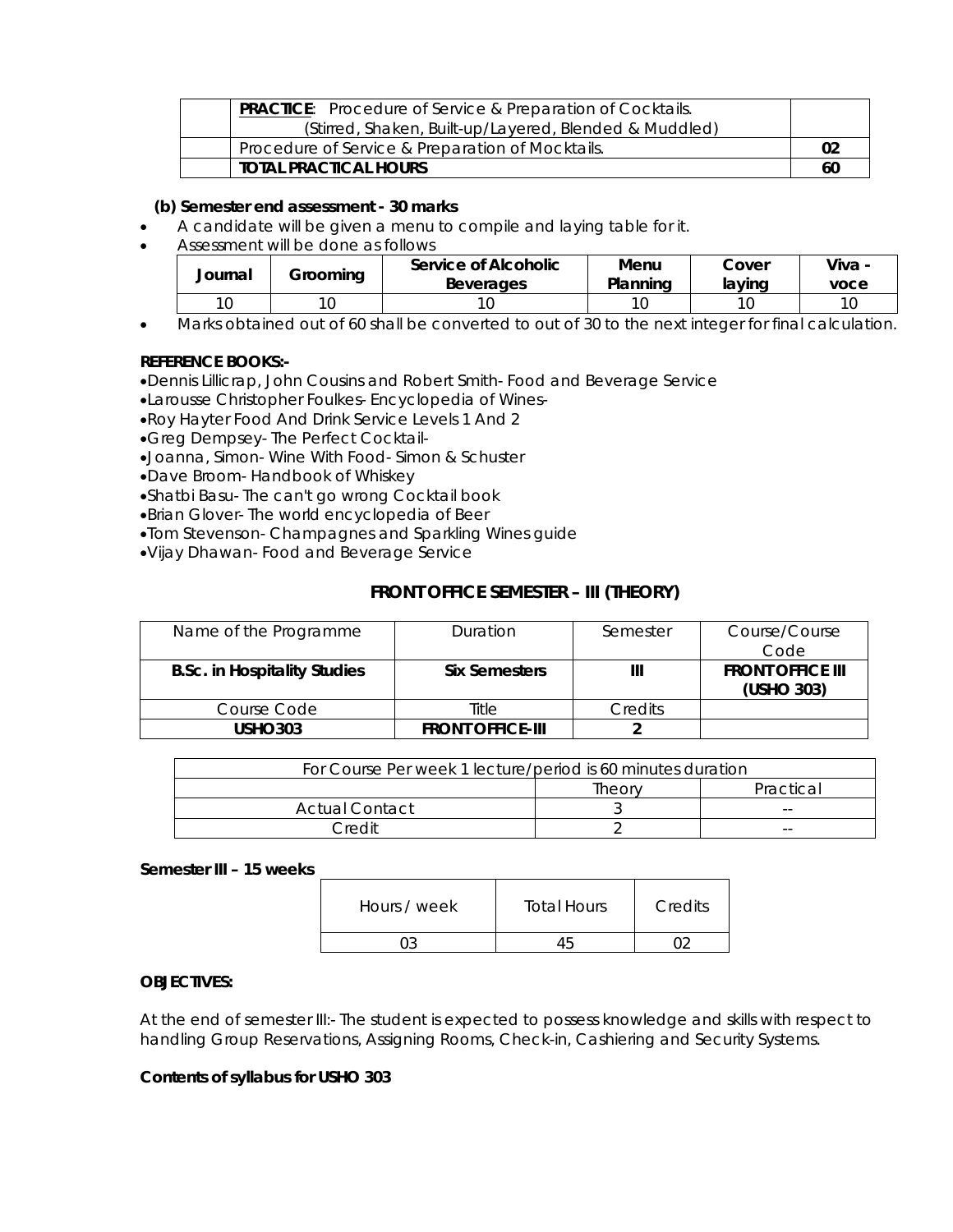|  | **PRACTICE**: Procedure of Service & Preparation of Cocktails. (Stirred, Shaken, Built-up/Layered, Blended & Muddled) |  |
|---|---|---|
|  | Procedure of Service & Preparation of Mocktails. | 02 |
|  | **TOTAL PRACTICAL HOURS** | 60 |

**(b) Semester end assessment - 30 marks**

- A candidate will be given a menu to compile and laying table for it.
- Assessment will be done as follows

| Journal | Grooming | Service of Alcoholic Beverages | Menu Planning | Cover laying | Viva - voce |
|---|---|---|---|---|---|
| 10 | 10 | 10 | 10 | 10 | 10 |

- Marks obtained out of 60 shall be converted to out of 30 to the next integer for final calculation.

**REFERENCE BOOKS:-**

- Dennis Lillicrap, John Cousins and Robert Smith- Food and Beverage Service
- Larousse Christopher Foulkes- Encyclopedia of Wines-
- Roy Hayter Food And Drink Service Levels 1 And 2
- Greg Dempsey- The Perfect Cocktail-
- Joanna, Simon- Wine With Food- Simon & Schuster
- Dave Broom- Handbook of Whiskey
- Shatbi Basu- The can't go wrong Cocktail book
- Brian Glover- The world encyclopedia of Beer
- Tom Stevenson- Champagnes and Sparkling Wines guide
- Vijay Dhawan- Food and Beverage Service

## FRONT OFFICE SEMESTER – III (THEORY)

| Name of the Programme | Duration | Semester | Course/Course Code |
|---|---|---|---|
| **B.Sc. in Hospitality Studies** | **Six Semesters** | **III** | **FRONT OFFICE III (USHO 303)** |
| Course Code | Title | Credits |  |
| **USHO303** | **FRONT OFFICE-III** | **2** |  |

| For Course Per week 1 lecture/period is 60 minutes duration | | |
|---|---|---|
|  | Theory | Practical |
| Actual Contact | 3 | -- |
| Credit | 2 | -- |

**Semester III – 15 weeks**

| Hours / week | Total Hours | Credits |
|---|---|---|
| 03 | 45 | 02 |

**OBJECTIVES:**

At the end of semester III:- The student is expected to possess knowledge and skills with respect to handling Group Reservations, Assigning Rooms, Check-in, Cashiering and Security Systems.

**Contents of syllabus for USHO 303**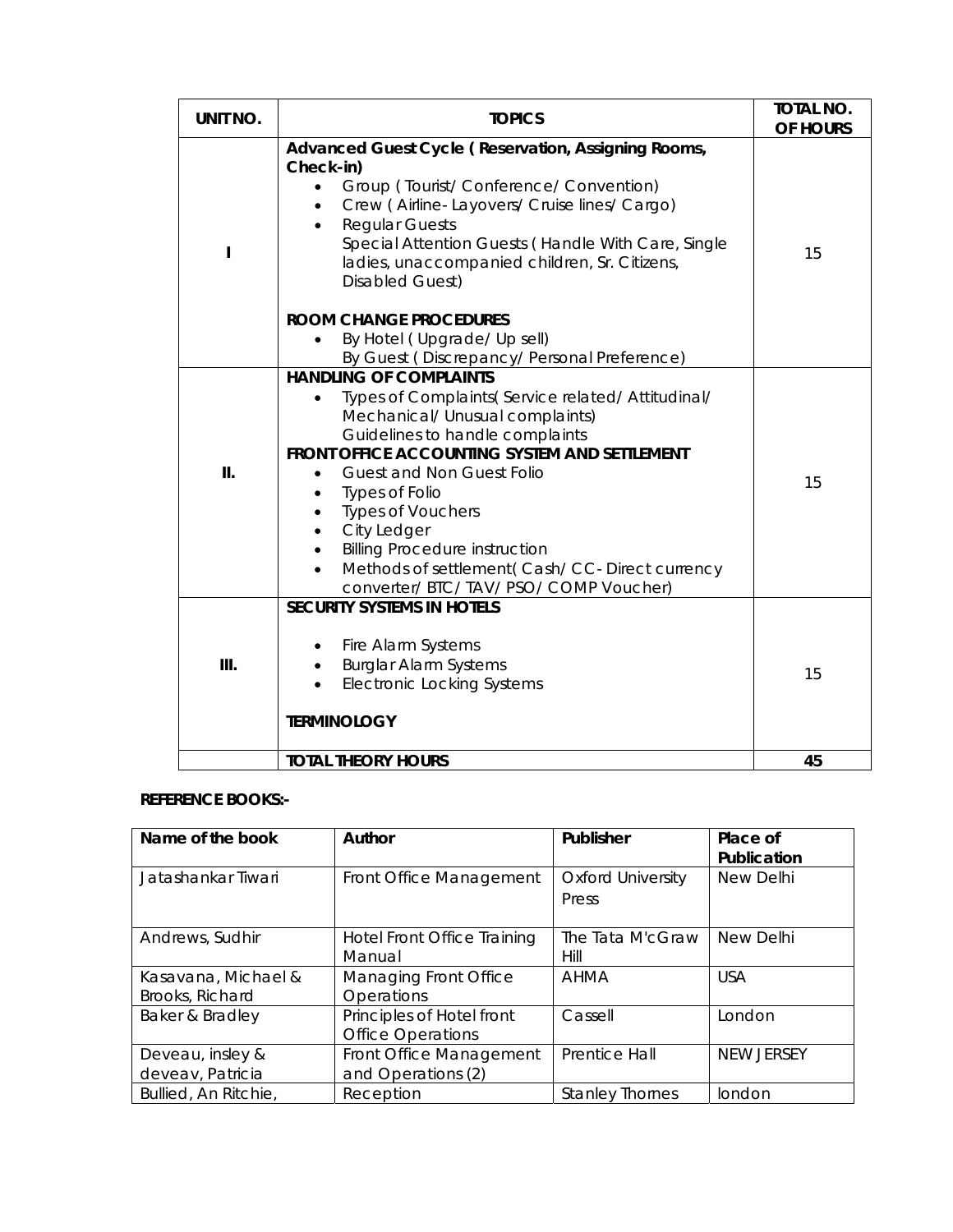| UNIT NO. | TOPICS | TOTAL NO. OF HOURS |
|---|---|---|
| I | **Advanced Guest Cycle ( Reservation, Assigning Rooms, Check-in)**<br>• Group ( Tourist/ Conference/ Convention)<br>• Crew ( Airline- Layovers/ Cruise lines/ Cargo)<br>• Regular Guests<br>Special Attention Guests ( Handle With Care, Single ladies, unaccompanied children, Sr. Citizens, Disabled Guest)<br><br>**ROOM CHANGE PROCEDURES**<br>• By Hotel ( Upgrade/ Up sell)<br>By Guest ( Discrepancy/ Personal Preference) | 15 |
| II. | **HANDLING OF COMPLAINTS**<br>• Types of Complaints( Service related/ Attitudinal/ Mechanical/ Unusual complaints)<br>Guidelines to handle complaints<br>**FRONT OFFICE ACCOUNTING SYSTEM AND SETTLEMENT**<br>• Guest and Non Guest Folio<br>• Types of Folio<br>• Types of Vouchers<br>• City Ledger<br>• Billing Procedure instruction<br>• Methods of settlement( Cash/ CC- Direct currency converter/ BTC/ TAV/ PSO/ COMP Voucher) | 15 |
| III. | **SECURITY SYSTEMS IN HOTELS**<br><br>• Fire Alarm Systems<br>• Burglar Alarm Systems<br>• Electronic Locking Systems<br><br>**TERMINOLOGY** | 15 |
| | **TOTAL THEORY HOURS** | **45** |

**REFERENCE BOOKS:-**

| Name of the book | Author | Publisher | Place of Publication |
|---|---|---|---|
| Jatashankar Tiwari | Front Office Management | Oxford University Press | New Delhi |
| Andrews, Sudhir | Hotel Front Office Training Manual | The Tata M'cGraw Hill | New Delhi |
| Kasavana, Michael & Brooks, Richard | Managing Front Office Operations | AHMA | USA |
| Baker & Bradley | Principles of Hotel front Office Operations | Cassell | London |
| Deveau, insley & deveav, Patricia | Front Office Management and Operations (2) | Prentice Hall | NEW JERSEY |
| Bullied, An Ritchie, | Reception | Stanley Thornes | london |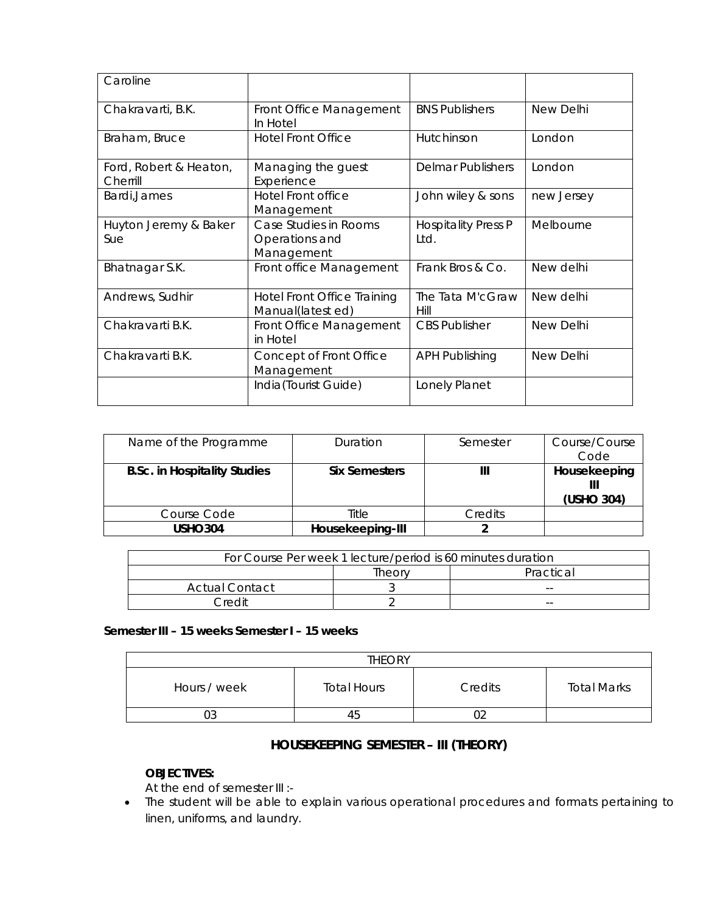| | | | |
|---|---|---|---|
| Caroline | | | |
| Chakravarti, B.K. | Front Office Management In Hotel | BNS Publishers | New Delhi |
| Braham, Bruce | Hotel Front Office | Hutchinson | London |
| Ford, Robert & Heaton, Cherrill | Managing the guest Experience | Delmar Publishers | London |
| Bardi,James | Hotel Front office Management | John wiley & sons | new Jersey |
| Huyton Jeremy & Baker Sue | Case Studies in Rooms Operations and Management | Hospitality Press P Ltd. | Melbourne |
| Bhatnagar S.K. | Front office Management | Frank Bros & Co. | New delhi |
| Andrews, Sudhir | Hotel Front Office Training Manual(latest ed) | The Tata M'cGraw Hill | New delhi |
| Chakravarti B.K. | Front Office Management in Hotel | CBS Publisher | New Delhi |
| Chakravarti B.K. | Concept of Front Office Management | APH Publishing | New Delhi |
| | India(Tourist Guide) | Lonely Planet | |

| Name of the Programme | Duration | Semester | Course/Course Code |
|---|---|---|---|
| **B.Sc. in Hospitality Studies** | **Six Semesters** | **III** | **Housekeeping III (USHO 304)** |
| Course Code | Title | Credits | |
| **USHO304** | **Housekeeping-III** | **2** | |

| For Course Per week 1 lecture/period is 60 minutes duration | | |
|---|---|---|
| | Theory | Practical |
| Actual Contact | 3 | -- |
| Credit | 2 | -- |

**Semester III – 15 weeks Semester I – 15 weeks**

| THEORY | | | |
|---|---|---|---|
| Hours / week | Total Hours | Credits | Total Marks |
| 03 | 45 | 02 | |

## HOUSEKEEPING SEMESTER – III (THEORY)

**OBJECTIVES:**

At the end of semester III :-

- The student will be able to explain various operational procedures and formats pertaining to linen, uniforms, and laundry.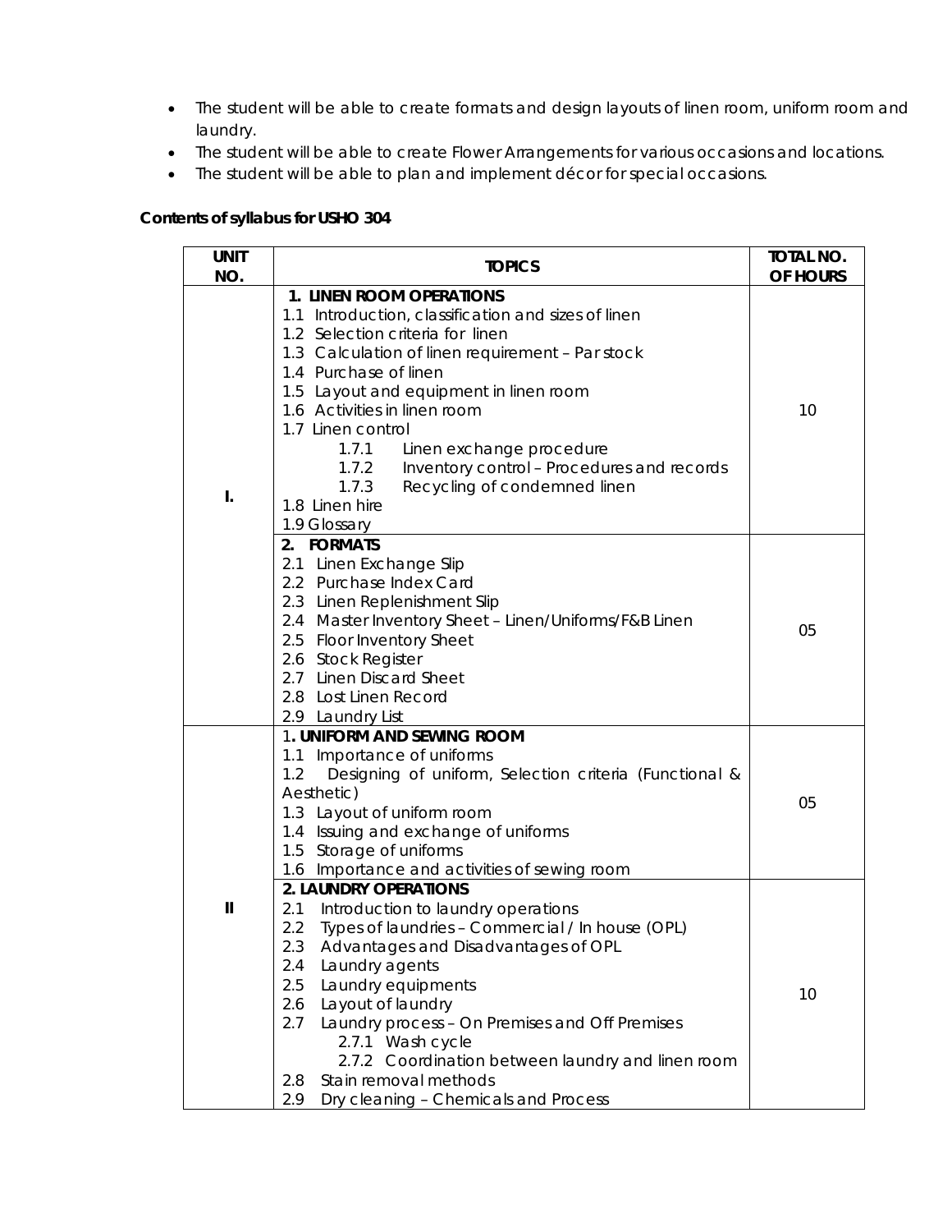- The student will be able to create formats and design layouts of linen room, uniform room and laundry.
- The student will be able to create Flower Arrangements for various occasions and locations.
- The student will be able to plan and implement décor for special occasions.

**Contents of syllabus for USHO 304**

| UNIT NO. | TOPICS | TOTAL NO. OF HOURS |
|---|---|---|
| I. | **1. LINEN ROOM OPERATIONS**<br>1.1 Introduction, classification and sizes of linen<br>1.2 Selection criteria for linen<br>1.3 Calculation of linen requirement – Par stock<br>1.4 Purchase of linen<br>1.5 Layout and equipment in linen room<br>1.6 Activities in linen room<br>1.7 Linen control<br>1.7.1 Linen exchange procedure<br>1.7.2 Inventory control – Procedures and records<br>1.7.3 Recycling of condemned linen<br>1.8 Linen hire<br>1.9 Glossary | 10 |
| | **2. FORMATS**<br>2.1 Linen Exchange Slip<br>2.2 Purchase Index Card<br>2.3 Linen Replenishment Slip<br>2.4 Master Inventory Sheet – Linen/Uniforms/F&B Linen<br>2.5 Floor Inventory Sheet<br>2.6 Stock Register<br>2.7 Linen Discard Sheet<br>2.8 Lost Linen Record<br>2.9 Laundry List | 05 |
| II | **1. UNIFORM AND SEWING ROOM**<br>1.1 Importance of uniforms<br>1.2 Designing of uniform, Selection criteria (Functional & Aesthetic)<br>1.3 Layout of uniform room<br>1.4 Issuing and exchange of uniforms<br>1.5 Storage of uniforms<br>1.6 Importance and activities of sewing room | 05 |
| | **2. LAUNDRY OPERATIONS**<br>2.1 Introduction to laundry operations<br>2.2 Types of laundries – Commercial / In house (OPL)<br>2.3 Advantages and Disadvantages of OPL<br>2.4 Laundry agents<br>2.5 Laundry equipments<br>2.6 Layout of laundry<br>2.7 Laundry process – On Premises and Off Premises<br>2.7.1 Wash cycle<br>2.7.2 Coordination between laundry and linen room<br>2.8 Stain removal methods<br>2.9 Dry cleaning – Chemicals and Process | 10 |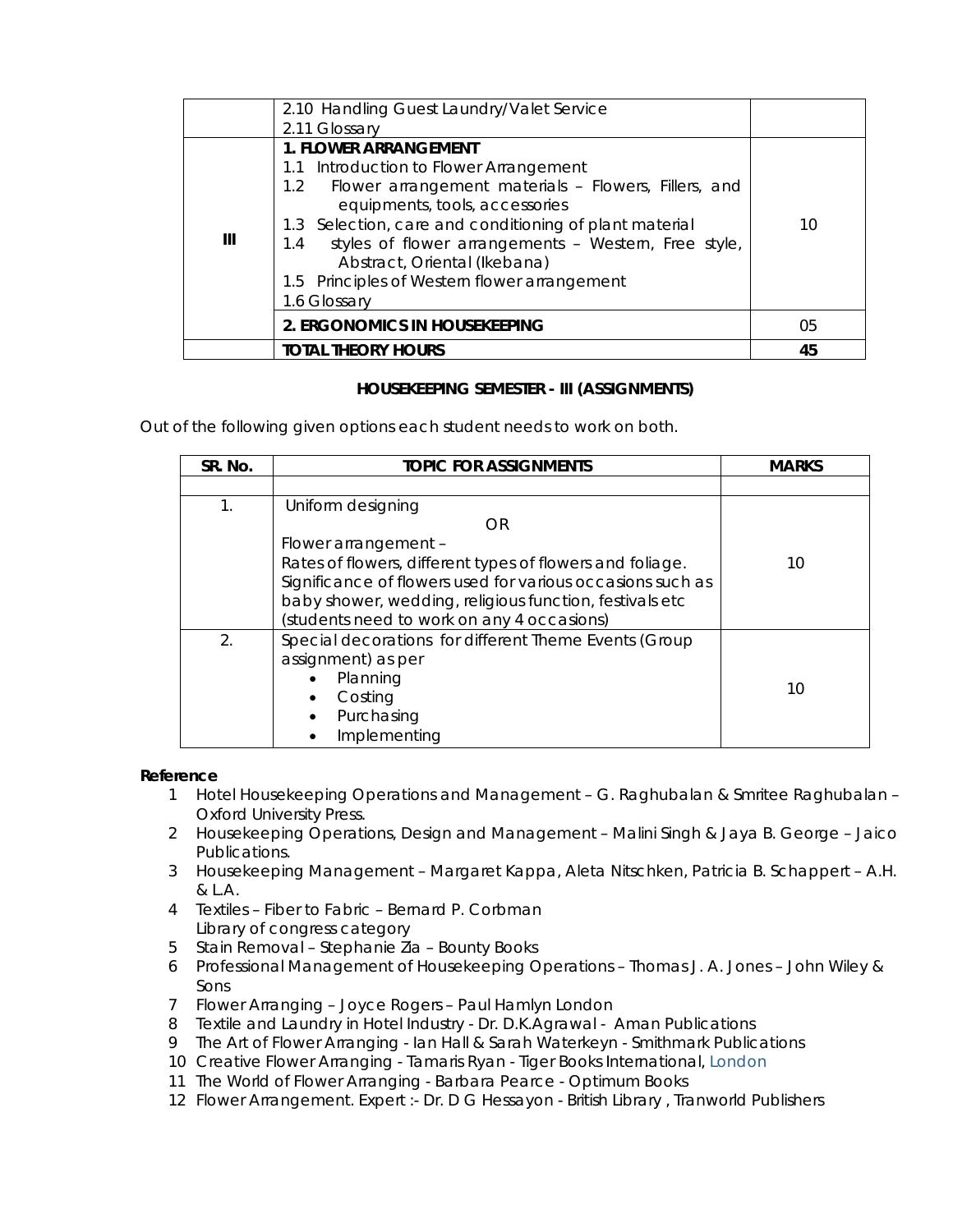| | | |
|---|---|---|
| | 2.10 Handling Guest Laundry/Valet Service<br>2.11 Glossary | |
| III | **1. FLOWER ARRANGEMENT**<br>1.1 Introduction to Flower Arrangement<br>1.2 Flower arrangement materials – Flowers, Fillers, and equipments, tools, accessories<br>1.3 Selection, care and conditioning of plant material<br>1.4 styles of flower arrangements – Western, Free style, Abstract, Oriental (Ikebana)<br>1.5 Principles of Western flower arrangement<br>1.6 Glossary | 10 |
| | **2. ERGONOMICS IN HOUSEKEEPING** | 05 |
| | **TOTAL THEORY HOURS** | **45** |

**HOUSEKEEPING SEMESTER - III (ASSIGNMENTS)**

Out of the following given options each student needs to work on both.

| SR. No. | TOPIC FOR ASSIGNMENTS | MARKS |
|---|---|---|
| | | |
| 1. | Uniform designing<br>OR<br>Flower arrangement –<br>Rates of flowers, different types of flowers and foliage.<br>Significance of flowers used for various occasions such as baby shower, wedding, religious function, festivals etc (students need to work on any 4 occasions) | 10 |
| 2. | Special decorations for different Theme Events (Group assignment) as per<br>• Planning<br>• Costing<br>• Purchasing<br>• Implementing | 10 |

**Reference**

1. Hotel Housekeeping Operations and Management – G. Raghubalan & Smritee Raghubalan – Oxford University Press.
2. Housekeeping Operations, Design and Management – Malini Singh & Jaya B. George – Jaico Publications.
3. Housekeeping Management – Margaret Kappa, Aleta Nitschken, Patricia B. Schappert – A.H. & L.A.
4. Textiles – Fiber to Fabric – Bernard P. Corbman
   Library of congress category
5. Stain Removal – Stephanie Zia – Bounty Books
6. Professional Management of Housekeeping Operations – Thomas J. A. Jones – John Wiley & Sons
7. Flower Arranging – Joyce Rogers – Paul Hamlyn London
8. Textile and Laundry in Hotel Industry - Dr. D.K.Agrawal - Aman Publications
9. The Art of Flower Arranging - Ian Hall & Sarah Waterkeyn - Smithmark Publications
10. Creative Flower Arranging - Tamaris Ryan - Tiger Books International, London
11. The World of Flower Arranging - Barbara Pearce - Optimum Books
12. Flower Arrangement. Expert :- Dr. D G Hessayon - British Library , Tranworld Publishers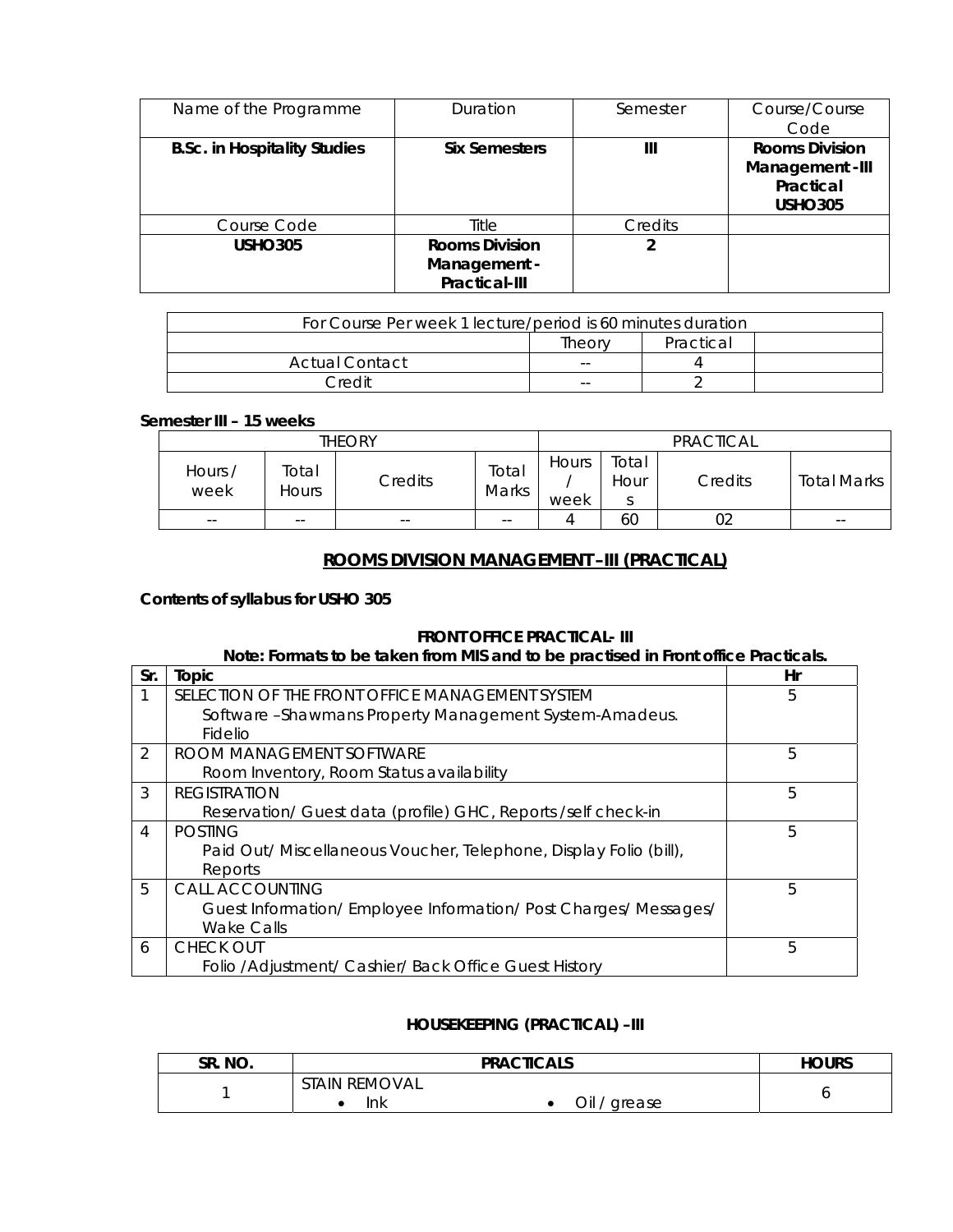| Name of the Programme | Duration | Semester | Course/Course Code |
|---|---|---|---|
| **B.Sc. in Hospitality Studies** | **Six Semesters** | **III** | **Rooms Division Management -III Practical USHO305** |
| Course Code | Title | Credits | |
| **USHO305** | **Rooms Division Management - Practical-III** | **2** | |

| For Course Per week 1 lecture/period is 60 minutes duration | | | |
|---|---|---|---|
| | Theory | Practical | |
| Actual Contact | -- | 4 | |
| Credit | -- | 2 | |

**Semester III – 15 weeks**

| THEORY | | | | PRACTICAL | | | |
|---|---|---|---|---|---|---|---|
| Hours / week | Total Hours | Credits | Total Marks | Hours / week | Total Hours | Credits | Total Marks |
| -- | -- | -- | -- | 4 | 60 | 02 | -- |

## ROOMS DIVISION MANAGEMENT –III (PRACTICAL)

**Contents of syllabus for USHO 305**

### FRONT OFFICE PRACTICAL- III

**Note: Formats to be taken from MIS and to be practised in Front office Practicals.**

| Sr. | Topic | Hr |
|---|---|---|
| 1 | SELECTION OF THE FRONT OFFICE MANAGEMENT SYSTEM<br>Software –Shawmans Property Management System-Amadeus. Fidelio | 5 |
| 2 | ROOM MANAGEMENT SOFTWARE<br>Room Inventory, Room Status availability | 5 |
| 3 | REGISTRATION<br>Reservation/ Guest data (profile) GHC, Reports /self check-in | 5 |
| 4 | POSTING<br>Paid Out/ Miscellaneous Voucher, Telephone, Display Folio (bill), Reports | 5 |
| 5 | CALL ACCOUNTING<br>Guest Information/ Employee Information/ Post Charges/ Messages/ Wake Calls | 5 |
| 6 | CHECK OUT<br>Folio /Adjustment/ Cashier/ Back Office Guest History | 5 |

### HOUSEKEEPING (PRACTICAL) –III

| SR. NO. | PRACTICALS | HOURS |
|---|---|---|
| 1 | STAIN REMOVAL<br>• Ink • Oil / grease | 6 |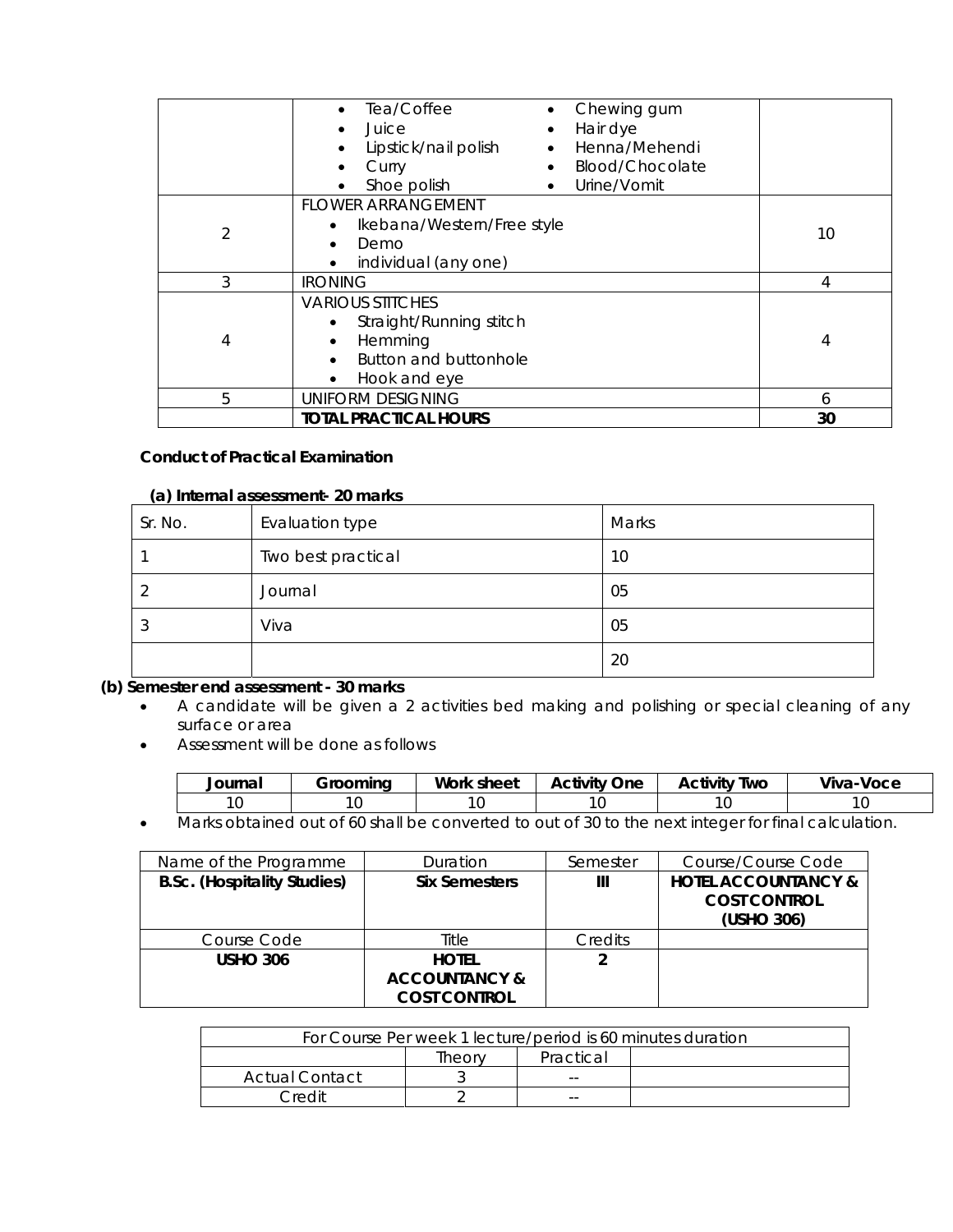| | • Tea/Coffee • Juice • Lipstick/nail polish • Curry • Shoe polish • Chewing gum • Hair dye • Henna/Mehendi • Blood/Chocolate • Urine/Vomit | |
|---|---|---|
| 2 | FLOWER ARRANGEMENT • Ikebana/Western/Free style • Demo • individual (any one) | 10 |
| 3 | IRONING | 4 |
| 4 | VARIOUS STITCHES • Straight/Running stitch • Hemming • Button and buttonhole • Hook and eye | 4 |
| 5 | UNIFORM DESIGNING | 6 |
| | **TOTAL PRACTICAL HOURS** | **30** |

**Conduct of Practical Examination**

**(a) Internal assessment- 20 marks**

| Sr. No. | Evaluation type | Marks |
|---|---|---|
| 1 | Two best practical | 10 |
| 2 | Journal | 05 |
| 3 | Viva | 05 |
| | | 20 |

**(b) Semester end assessment - 30 marks**

- A candidate will be given a 2 activities bed making and polishing or special cleaning of any surface or area
- Assessment will be done as follows

| Journal | Grooming | Work sheet | Activity One | Activity Two | Viva-Voce |
|---|---|---|---|---|---|
| 10 | 10 | 10 | 10 | 10 | 10 |

- Marks obtained out of 60 shall be converted to out of 30 to the next integer for final calculation.

| Name of the Programme | Duration | Semester | Course/Course Code |
|---|---|---|---|
| **B.Sc. (Hospitality Studies)** | **Six Semesters** | **III** | **HOTEL ACCOUNTANCY & COST CONTROL (USHO 306)** |
| Course Code | Title | Credits | |
| **USHO 306** | **HOTEL ACCOUNTANCY & COST CONTROL** | **2** | |

| For Course Per week 1 lecture/period is 60 minutes duration | | | |
|---|---|---|---|
| | Theory | Practical | |
| Actual Contact | 3 | -- | |
| Credit | 2 | -- | |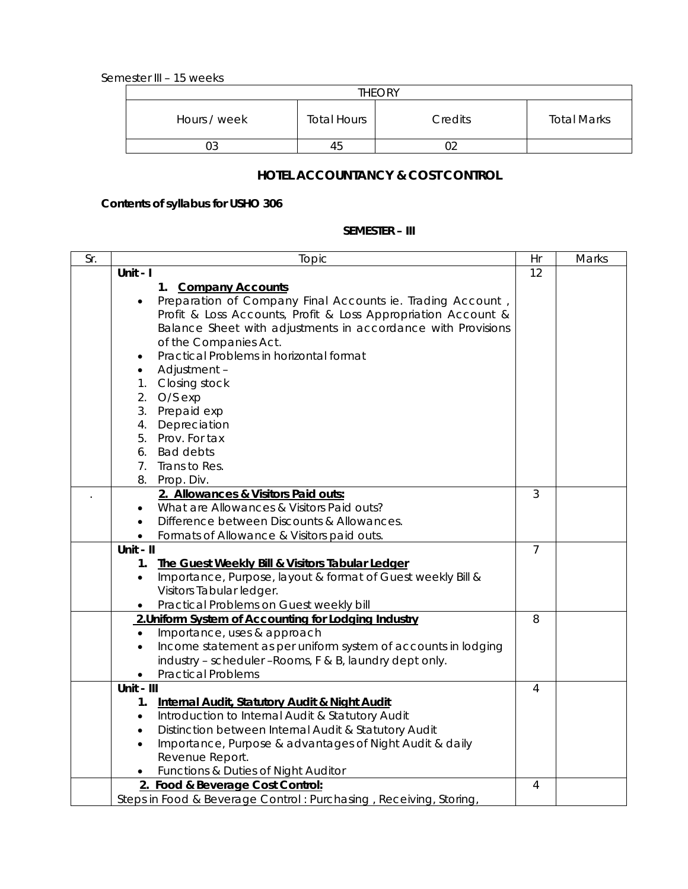Semester III – 15 weeks

| THEORY | | | |
|---|---|---|---|
| Hours / week | Total Hours | Credits | Total Marks |
| 03 | 45 | 02 | |

## HOTEL ACCOUNTANCY & COST CONTROL

**Contents of syllabus for USHO 306**

**SEMESTER – III**

| Sr. | Topic | Hr | Marks |
|---|---|---|---|
| | **Unit - I**<br>1. **Company Accounts**<br>• Preparation of Company Final Accounts ie. Trading Account , Profit & Loss Accounts, Profit & Loss Appropriation Account & Balance Sheet with adjustments in accordance with Provisions of the Companies Act.<br>• Practical Problems in horizontal format<br>• Adjustment –<br>1. Closing stock<br>2. O/S exp<br>3. Prepaid exp<br>4. Depreciation<br>5. Prov. For tax<br>6. Bad debts<br>7. Trans to Res.<br>8. Prop. Div. | 12 | |
| . | **2. Allowances & Visitors Paid outs:**<br>• What are Allowances & Visitors Paid outs?<br>• Difference between Discounts & Allowances.<br>• Formats of Allowance & Visitors paid outs. | 3 | |
| | **Unit - II**<br>1. **The Guest Weekly Bill & Visitors Tabular Ledger**<br>• Importance, Purpose, layout & format of Guest weekly Bill & Visitors Tabular ledger.<br>• Practical Problems on Guest weekly bill | 7 | |
| | **2.Uniform System of Accounting for Lodging Industry**<br>• Importance, uses & approach<br>• Income statement as per uniform system of accounts in lodging industry – scheduler –Rooms, F & B, laundry dept only.<br>• Practical Problems | 8 | |
| | **Unit - III**<br>1. **Internal Audit, Statutory Audit & Night Audit**<br>• Introduction to Internal Audit & Statutory Audit<br>• Distinction between Internal Audit & Statutory Audit<br>• Importance, Purpose & advantages of Night Audit & daily Revenue Report.<br>• Functions & Duties of Night Auditor | 4 | |
| | **2. Food & Beverage Cost Control:**<br>Steps in Food & Beverage Control : Purchasing , Receiving, Storing, | 4 | |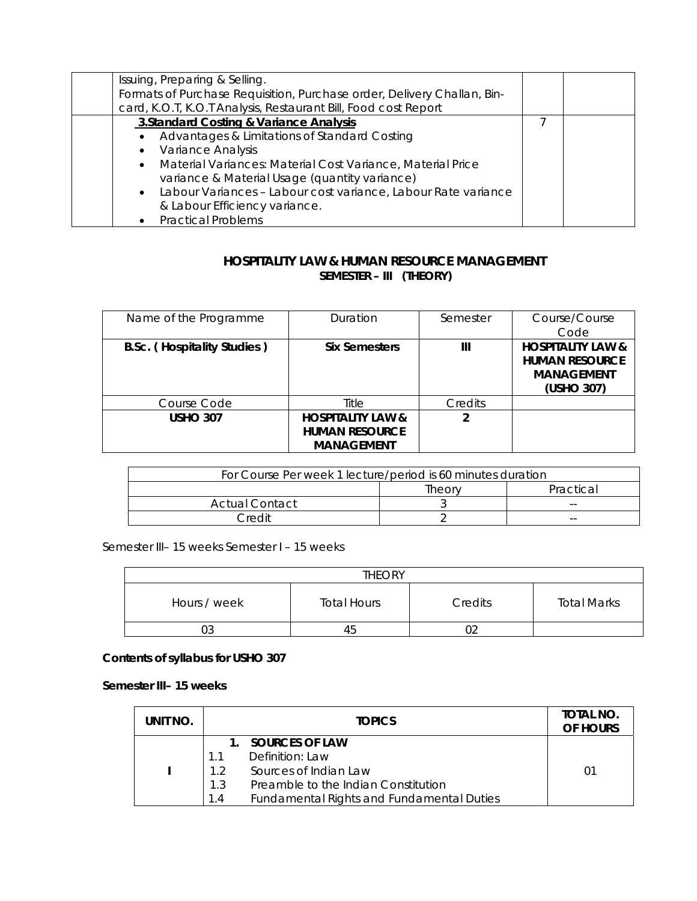| | Issuing, Preparing & Selling.<br>Formats of Purchase Requisition, Purchase order, Delivery Challan, Bin-card, K.O.T, K.O.T Analysis, Restaurant Bill, Food cost Report | | |
|---|---|---|---|
| | **3.Standard Costing & Variance Analysis**<br>• Advantages & Limitations of Standard Costing<br>• Variance Analysis<br>• Material Variances: Material Cost Variance, Material Price variance & Material Usage (quantity variance)<br>• Labour Variances – Labour cost variance, Labour Rate variance & Labour Efficiency variance.<br>• Practical Problems | 7 | |

## HOSPITALITY LAW & HUMAN RESOURCE MANAGEMENT
### SEMESTER – III (THEORY)

| Name of the Programme | Duration | Semester | Course/Course Code |
|---|---|---|---|
| **B.Sc. ( Hospitality Studies )** | **Six Semesters** | **III** | **HOSPITALITY LAW & HUMAN RESOURCE MANAGEMENT (USHO 307)** |
| Course Code | Title | Credits | |
| **USHO 307** | **HOSPITALITY LAW & HUMAN RESOURCE MANAGEMENT** | **2** | |

| For Course Per week 1 lecture/period is 60 minutes duration | | |
|---|---|---|
| | Theory | Practical |
| Actual Contact | 3 | -- |
| Credit | 2 | -- |

Semester III– 15 weeks Semester I – 15 weeks

| THEORY | | | |
|---|---|---|---|
| Hours / week | Total Hours | Credits | Total Marks |
| 03 | 45 | 02 | |

**Contents of syllabus for USHO 307**

**Semester III– 15 weeks**

| UNIT NO. | TOPICS | TOTAL NO. OF HOURS |
|---|---|---|
| **I** | **1. SOURCES OF LAW**<br>1.1 Definition: Law<br>1.2 Sources of Indian Law<br>1.3 Preamble to the Indian Constitution<br>1.4 Fundamental Rights and Fundamental Duties | 01 |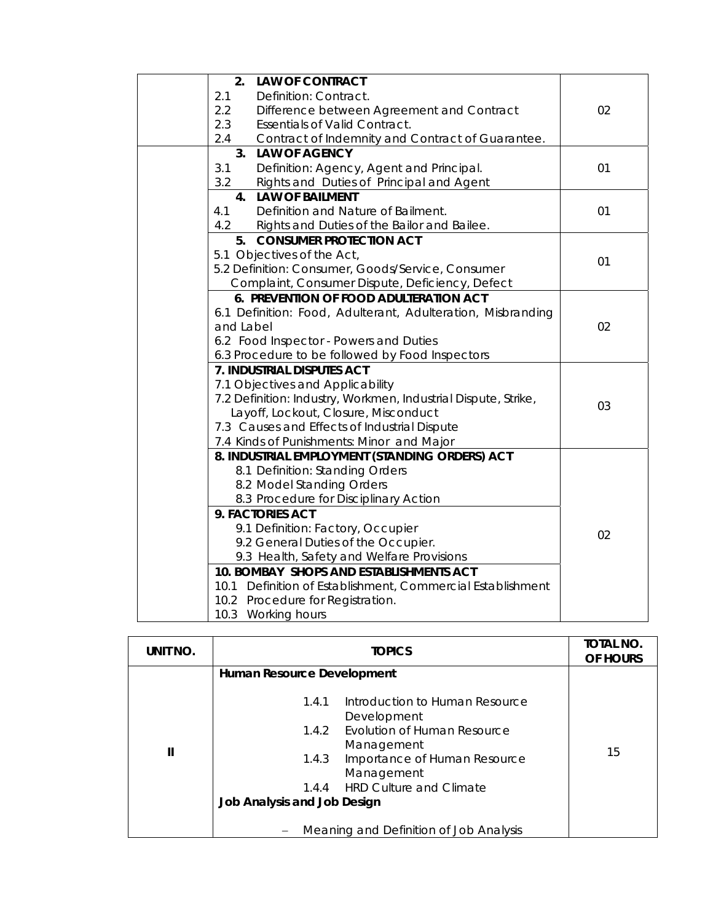| | | |
|---|---|---|
| | **2. LAW OF CONTRACT**<br>2.1 Definition: Contract.<br>2.2 Difference between Agreement and Contract<br>2.3 Essentials of Valid Contract.<br>2.4 Contract of Indemnity and Contract of Guarantee. | 02 |
| | **3. LAW OF AGENCY**<br>3.1 Definition: Agency, Agent and Principal.<br>3.2 Rights and Duties of Principal and Agent | 01 |
| | **4. LAW OF BAILMENT**<br>4.1 Definition and Nature of Bailment.<br>4.2 Rights and Duties of the Bailor and Bailee. | 01 |
| | **5. CONSUMER PROTECTION ACT**<br>5.1 Objectives of the Act,<br>5.2 Definition: Consumer, Goods/Service, Consumer Complaint, Consumer Dispute, Deficiency, Defect | 01 |
| | **6. PREVENTION OF FOOD ADULTERATION ACT**<br>6.1 Definition: Food, Adulterant, Adulteration, Misbranding and Label<br>6.2 Food Inspector - Powers and Duties<br>6.3 Procedure to be followed by Food Inspectors | 02 |
| | **7. INDUSTRIAL DISPUTES ACT**<br>7.1 Objectives and Applicability<br>7.2 Definition: Industry, Workmen, Industrial Dispute, Strike, Layoff, Lockout, Closure, Misconduct<br>7.3 Causes and Effects of Industrial Dispute<br>7.4 Kinds of Punishments: Minor and Major | 03 |
| | **8. INDUSTRIAL EMPLOYMENT (STANDING ORDERS) ACT**<br>8.1 Definition: Standing Orders<br>8.2 Model Standing Orders<br>8.3 Procedure for Disciplinary Action<br>**9. FACTORIES ACT**<br>9.1 Definition: Factory, Occupier<br>9.2 General Duties of the Occupier.<br>9.3 Health, Safety and Welfare Provisions<br>**10. BOMBAY SHOPS AND ESTABLISHMENTS ACT**<br>10.1 Definition of Establishment, Commercial Establishment<br>10.2 Procedure for Registration.<br>10.3 Working hours | 02 |

| UNIT NO. | TOPICS | TOTAL NO. OF HOURS |
|---|---|---|
| II | **Human Resource Development**<br>1.4.1 Introduction to Human Resource Development<br>1.4.2 Evolution of Human Resource Management<br>1.4.3 Importance of Human Resource Management<br>1.4.4 HRD Culture and Climate<br>**Job Analysis and Job Design**<br>– Meaning and Definition of Job Analysis | 15 |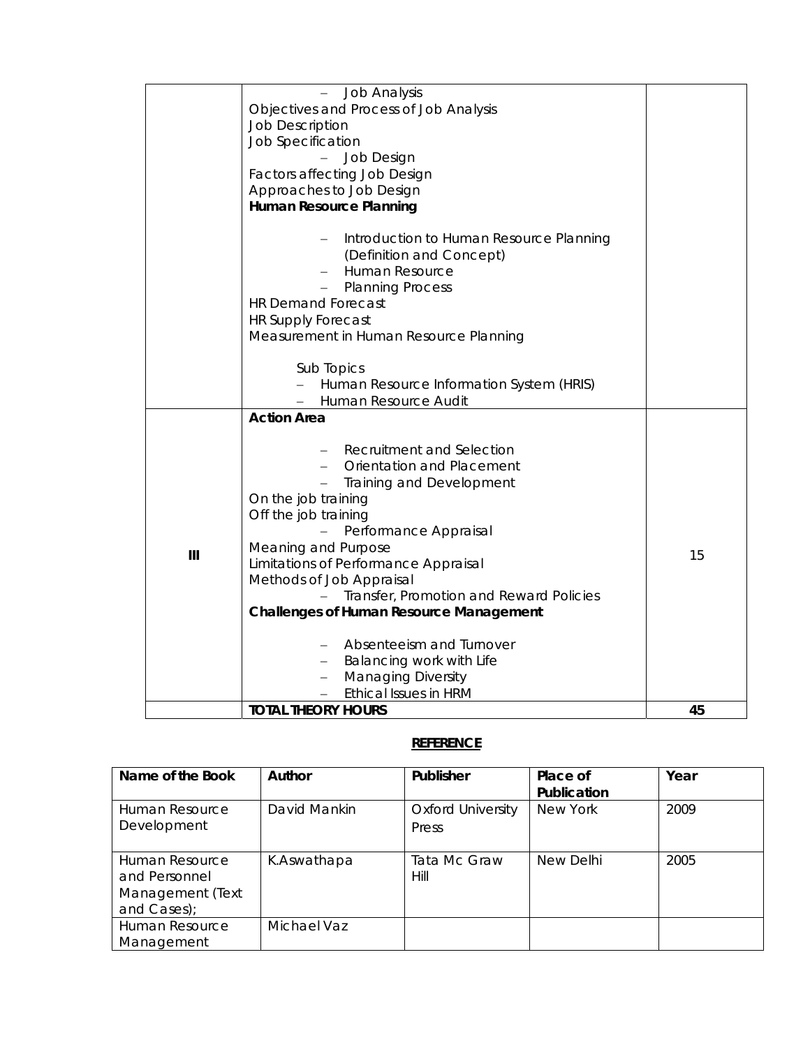|  | – Job Analysis<br>Objectives and Process of Job Analysis<br>Job Description<br>Job Specification<br>– Job Design<br>Factors affecting Job Design<br>Approaches to Job Design<br>**Human Resource Planning**<br><br>– Introduction to Human Resource Planning (Definition and Concept)<br>– Human Resource<br>– Planning Process<br>HR Demand Forecast<br>HR Supply Forecast<br>Measurement in Human Resource Planning<br><br>Sub Topics<br>– Human Resource Information System (HRIS)<br>– Human Resource Audit |  |
|---|---|---|
| III | **Action Area**<br><br>– Recruitment and Selection<br>– Orientation and Placement<br>– Training and Development<br>On the job training<br>Off the job training<br>– Performance Appraisal<br>Meaning and Purpose<br>Limitations of Performance Appraisal<br>Methods of Job Appraisal<br>– Transfer, Promotion and Reward Policies<br>**Challenges of Human Resource Management**<br><br>– Absenteeism and Turnover<br>– Balancing work with Life<br>– Managing Diversity<br>– Ethical Issues in HRM | 15 |
|  | **TOTAL THEORY HOURS** | **45** |

## REFERENCE

| Name of the Book | Author | Publisher | Place of Publication | Year |
|---|---|---|---|---|
| Human Resource Development | David Mankin | Oxford University Press | New York | 2009 |
| Human Resource and Personnel Management (Text and Cases); | K.Aswathapa | Tata Mc Graw Hill | New Delhi | 2005 |
| Human Resource Management | Michael Vaz | | | |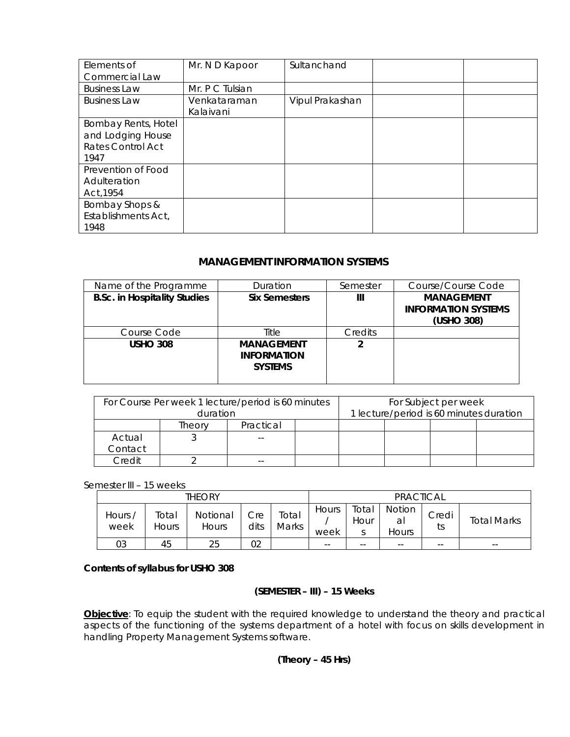| Elements of Commercial Law | Mr. N D Kapoor | Sultanchand | | |
|---|---|---|---|---|
| Business Law | Mr. P C Tulsian | | | |
| Business Law | Venkataraman Kalaivani | Vipul Prakashan | | |
| Bombay Rents, Hotel and Lodging House Rates Control Act 1947 | | | | |
| Prevention of Food Adulteration Act,1954 | | | | |
| Bombay Shops & Establishments Act, 1948 | | | | |

## MANAGEMENT INFORMATION SYSTEMS

| Name of the Programme | Duration | Semester | Course/Course Code |
|---|---|---|---|
| **B.Sc. in Hospitality Studies** | **Six Semesters** | **III** | **MANAGEMENT INFORMATION SYSTEMS (USHO 308)** |
| Course Code | Title | Credits | |
| **USHO 308** | **MANAGEMENT INFORMATION SYSTEMS** | **2** | |

| For Course Per week 1 lecture/period is 60 minutes duration | | | | For Subject per week 1 lecture/period is 60 minutes duration | | | |
|---|---|---|---|---|---|---|---|
| | Theory | Practical | | | | | |
| Actual Contact | 3 | -- | | | | | |
| Credit | 2 | -- | | | | | |

Semester III – 15 weeks

| THEORY | | | | | PRACTICAL | | | | |
|---|---|---|---|---|---|---|---|---|---|
| Hours / week | Total Hours | Notional Hours | Credits | Total Marks | Hours / week | Total Hours | Notional Hours | Credits | Total Marks |
| 03 | 45 | 25 | 02 | | -- | -- | -- | -- | -- |

**Contents of syllabus for USHO 308**

**(SEMESTER – III) – 15 Weeks**

**Objective**: To equip the student with the required knowledge to understand the theory and practical aspects of the functioning of the systems department of a hotel with focus on skills development in handling Property Management Systems software.

**(Theory – 45 Hrs)**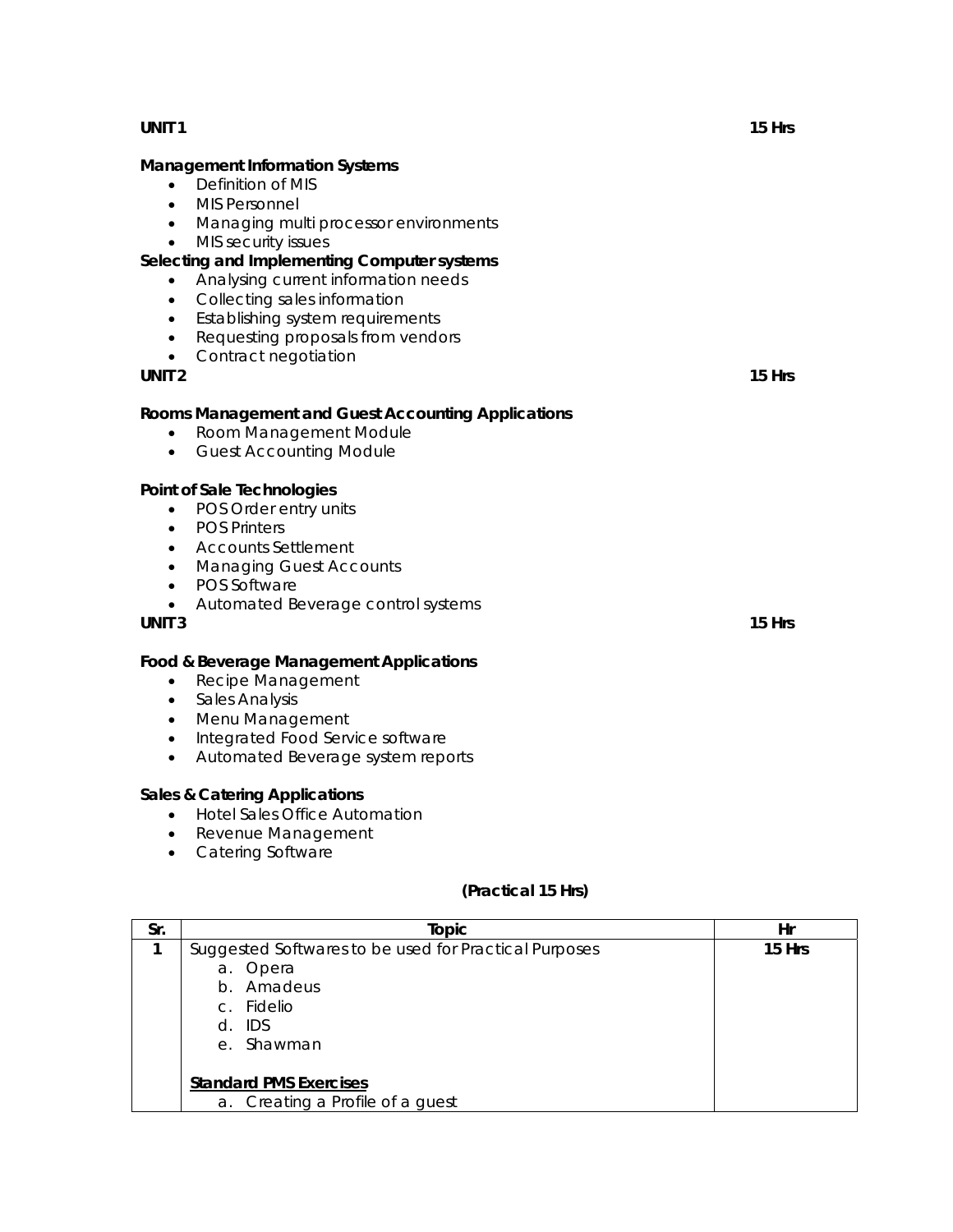**UNIT 1** **15 Hrs**

**Management Information Systems**

- Definition of MIS
- MIS Personnel
- Managing multi processor environments
- MIS security issues

**Selecting and Implementing Computer systems**

- Analysing current information needs
- Collecting sales information
- Establishing system requirements
- Requesting proposals from vendors
- Contract negotiation

**UNIT 2** **15 Hrs**

**Rooms Management and Guest Accounting Applications**

- Room Management Module
- Guest Accounting Module

**Point of Sale Technologies**

- POS Order entry units
- POS Printers
- Accounts Settlement
- Managing Guest Accounts
- POS Software
- Automated Beverage control systems

**UNIT 3** **15 Hrs**

**Food & Beverage Management Applications**

- Recipe Management
- Sales Analysis
- Menu Management
- Integrated Food Service software
- Automated Beverage system reports

**Sales & Catering Applications**

- Hotel Sales Office Automation
- Revenue Management
- Catering Software

**(Practical 15 Hrs)**

| Sr. | Topic | Hr |
|---|---|---|
| 1 | Suggested Softwares to be used for Practical Purposes<br>a. Opera<br>b. Amadeus<br>c. Fidelio<br>d. IDS<br>e. Shawman<br><br>**Standard PMS Exercises**<br>a. Creating a Profile of a guest | **15 Hrs** |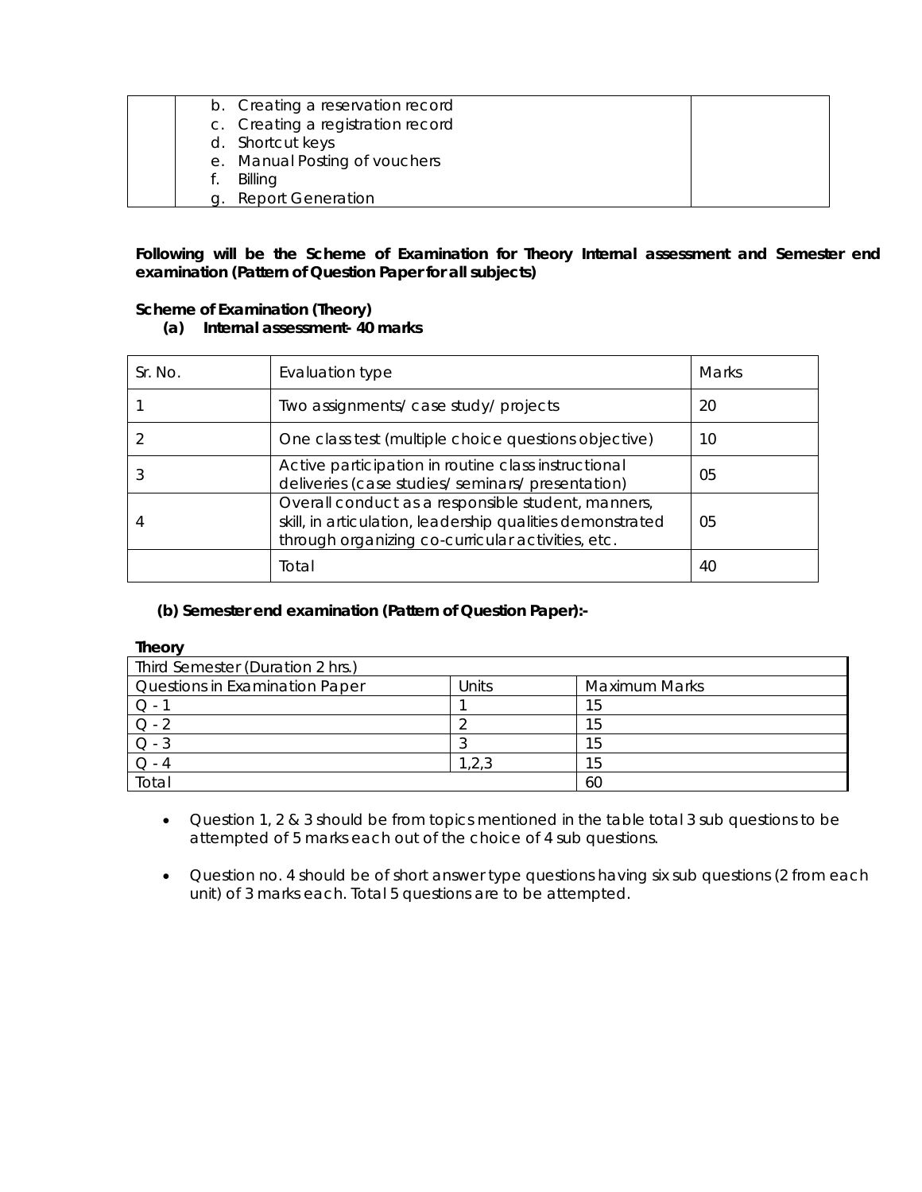|  | b. Creating a reservation record<br>c. Creating a registration record<br>d. Shortcut keys<br>e. Manual Posting of vouchers<br>f. Billing<br>g. Report Generation |  |
|---|---|---|

**Following will be the Scheme of Examination for Theory Internal assessment and Semester end examination (Pattern of Question Paper for all subjects)**

**Scheme of Examination (Theory)**

**(a) Internal assessment- 40 marks**

| Sr. No. | Evaluation type | Marks |
|---|---|---|
| 1 | Two assignments/ case study/ projects | 20 |
| 2 | One class test (multiple choice questions objective) | 10 |
| 3 | Active participation in routine class instructional deliveries (case studies/ seminars/ presentation) | 05 |
| 4 | Overall conduct as a responsible student, manners, skill, in articulation, leadership qualities demonstrated through organizing co-curricular activities, etc. | 05 |
|  | Total | 40 |

**(b) Semester end examination (Pattern of Question Paper):-**

**Theory**

| Third Semester (Duration 2 hrs.) | | |
|---|---|---|
| Questions in Examination Paper | Units | Maximum Marks |
| Q - 1 | 1 | 15 |
| Q - 2 | 2 | 15 |
| Q - 3 | 3 | 15 |
| Q - 4 | 1,2,3 | 15 |
| Total | | 60 |

- Question 1, 2 & 3 should be from topics mentioned in the table total 3 sub questions to be attempted of 5 marks each out of the choice of 4 sub questions.
- Question no. 4 should be of short answer type questions having six sub questions (2 from each unit) of 3 marks each. Total 5 questions are to be attempted.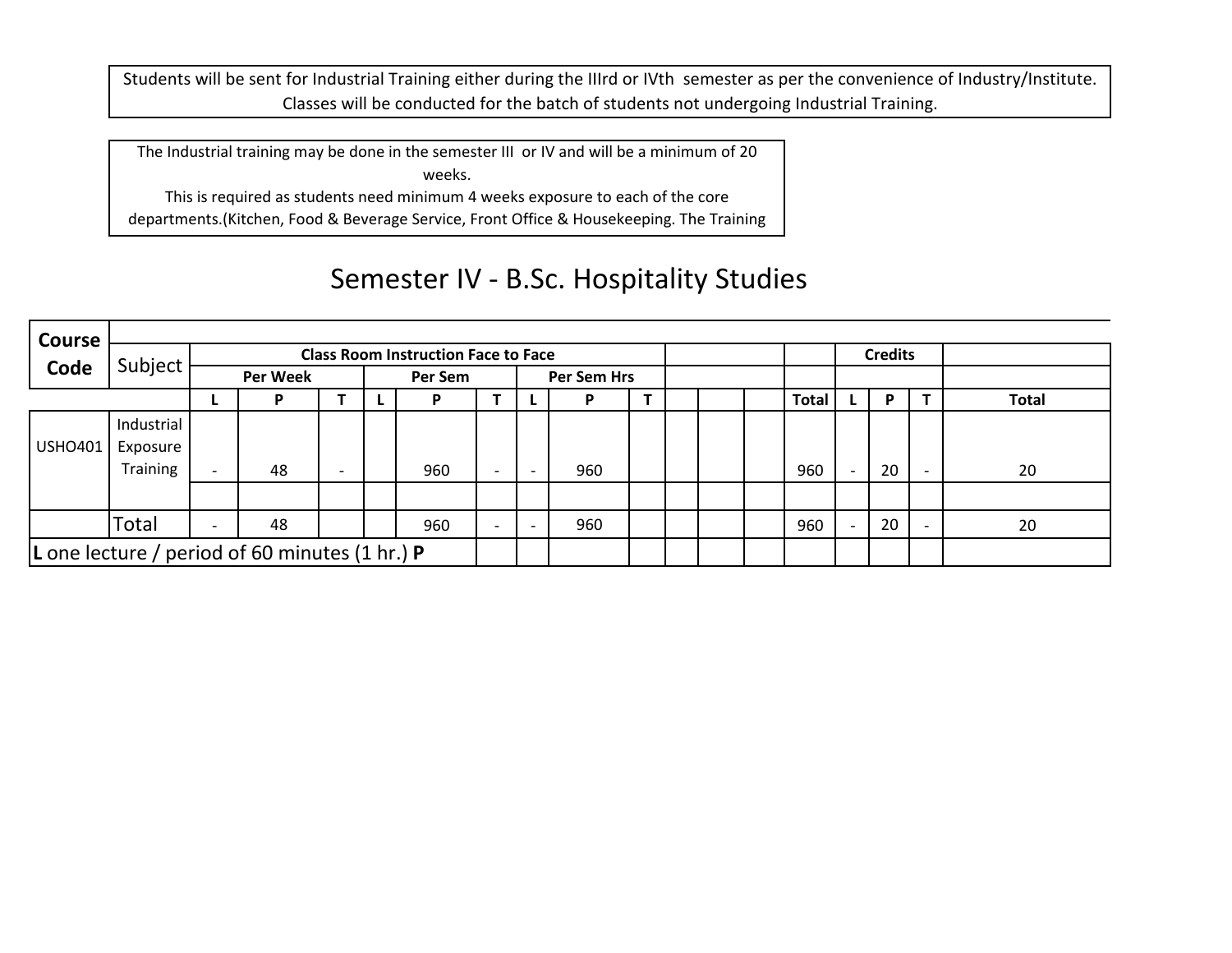Students will be sent for Industrial Training either during the IIIrd or IVth semester as per the convenience of Industry/Institute. Classes will be conducted for the batch of students not undergoing Industrial Training.

The Industrial training may be done in the semester III or IV and will be a minimum of 20 weeks.
This is required as students need minimum 4 weeks exposure to each of the core departments.(Kitchen, Food & Beverage Service, Front Office & Housekeeping. The Training

# Semester IV - B.Sc. Hospitality Studies

| Course Code | Subject | Class Room Instruction Face to Face | | | | | | | | | | | | | Credits | | | |
|---|---|---|---|---|---|---|---|---|---|---|---|---|---|---|---|---|---|---|
| | | Per Week | | | Per Sem | | | Per Sem Hrs | | | | | | | | | | |
| | | **L** | **P** | **T** | **L** | **P** | **T** | **L** | **P** | **T** | | | | **Total** | **L** | **P** | **T** | **Total** |
| USHO401 | Industrial Exposure Training | - | 48 | - | | 960 | - | - | 960 | | | | | 960 | - | 20 | - | 20 |
| | | | | | | | | | | | | | | | | | | |
| | Total | - | 48 | | | 960 | - | - | 960 | | | | | 960 | - | 20 | - | 20 |

**L** one lecture / period of 60 minutes (1 hr.) **P**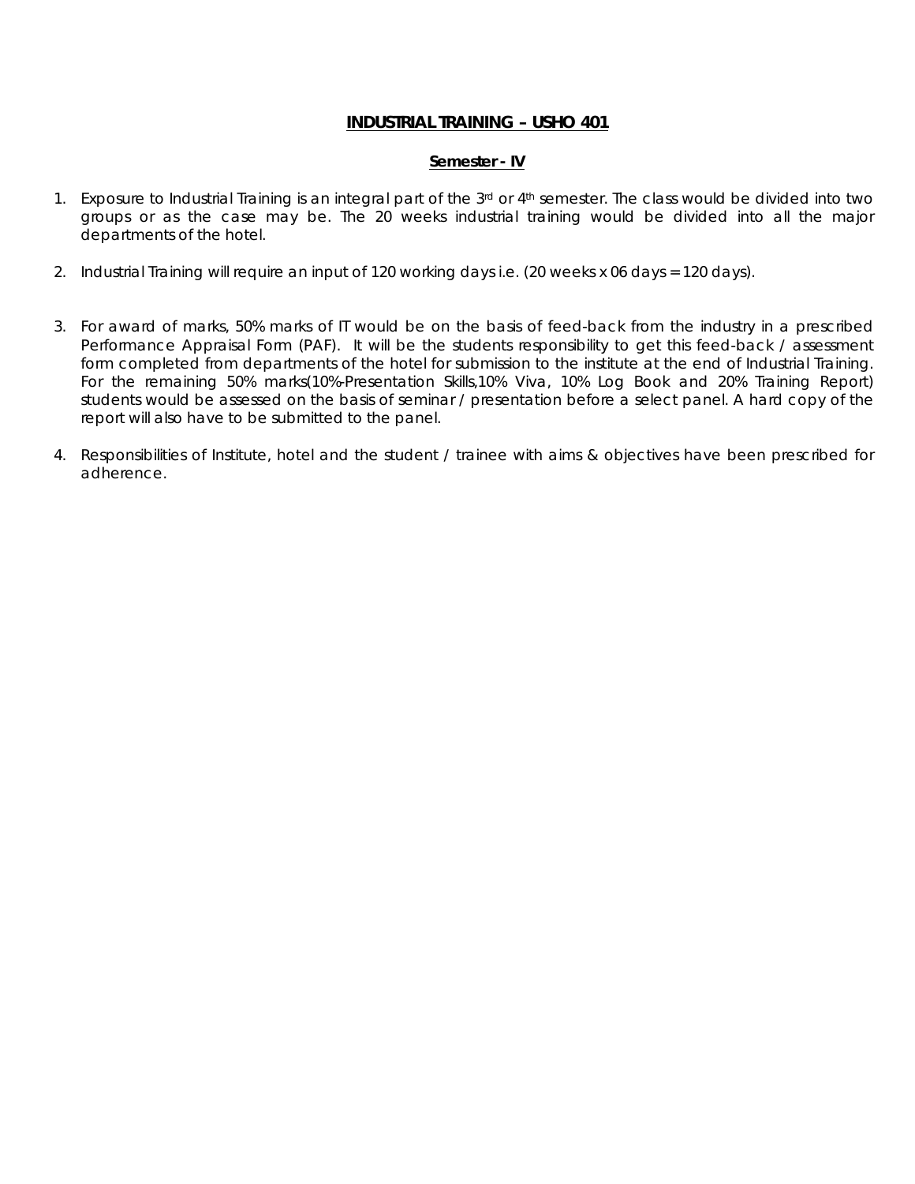## INDUSTRIAL TRAINING – USHO 401

### Semester - IV

1. Exposure to Industrial Training is an integral part of the 3rd or 4th semester. The class would be divided into two groups or as the case may be. The 20 weeks industrial training would be divided into all the major departments of the hotel.

2. Industrial Training will require an input of 120 working days i.e. (20 weeks x 06 days = 120 days).

3. For award of marks, 50% marks of IT would be on the basis of feed-back from the industry in a prescribed Performance Appraisal Form (PAF). It will be the students responsibility to get this feed-back / assessment form completed from departments of the hotel for submission to the institute at the end of Industrial Training. For the remaining 50% marks(10%-Presentation Skills,10% Viva, 10% Log Book and 20% Training Report) students would be assessed on the basis of seminar / presentation before a select panel. A hard copy of the report will also have to be submitted to the panel.

4. Responsibilities of Institute, hotel and the student / trainee with aims & objectives have been prescribed for adherence.